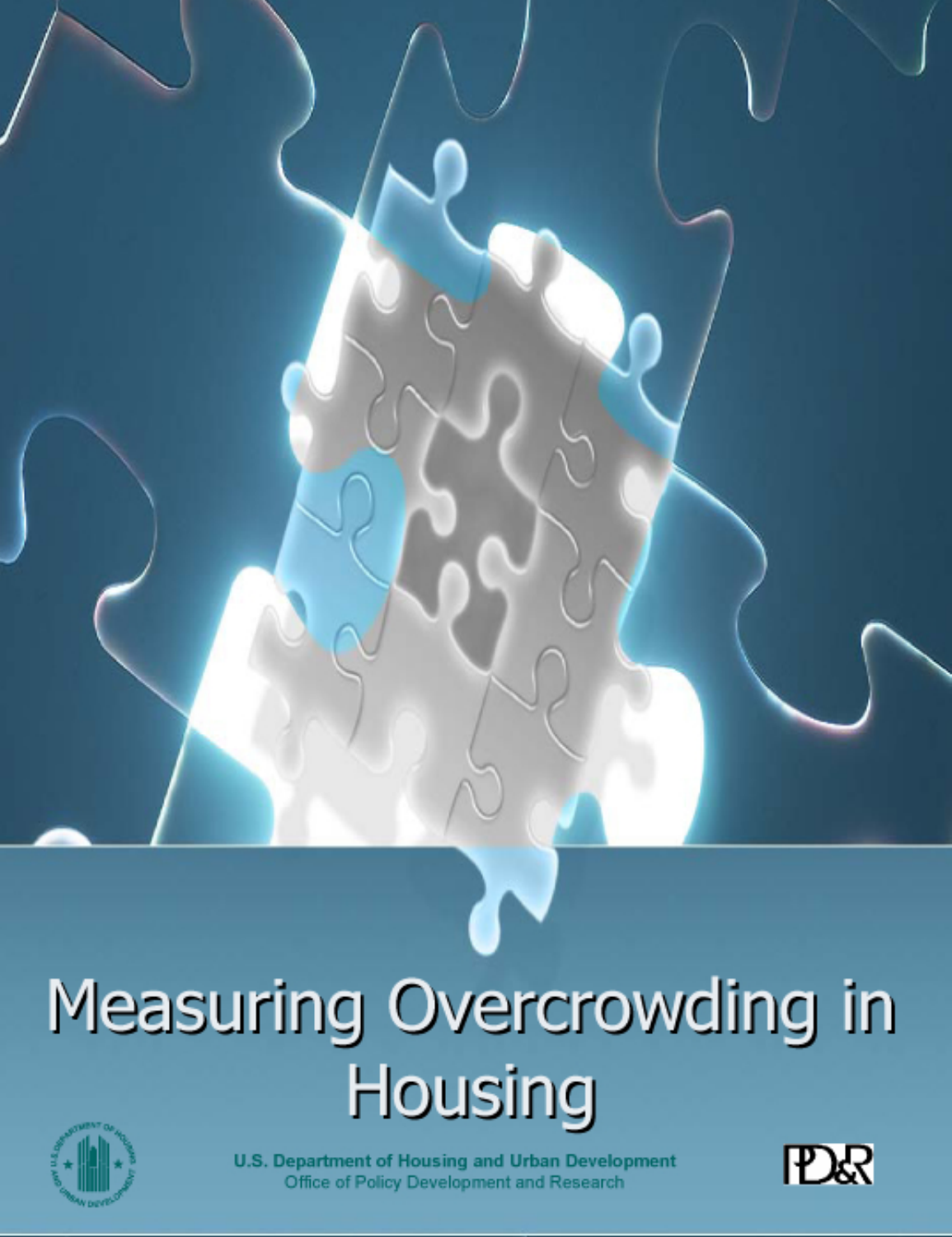# Measuring Overcrowding in Housing

U.S. Department of Housing and Urban Development
Office of Policy Development and Research

PD&R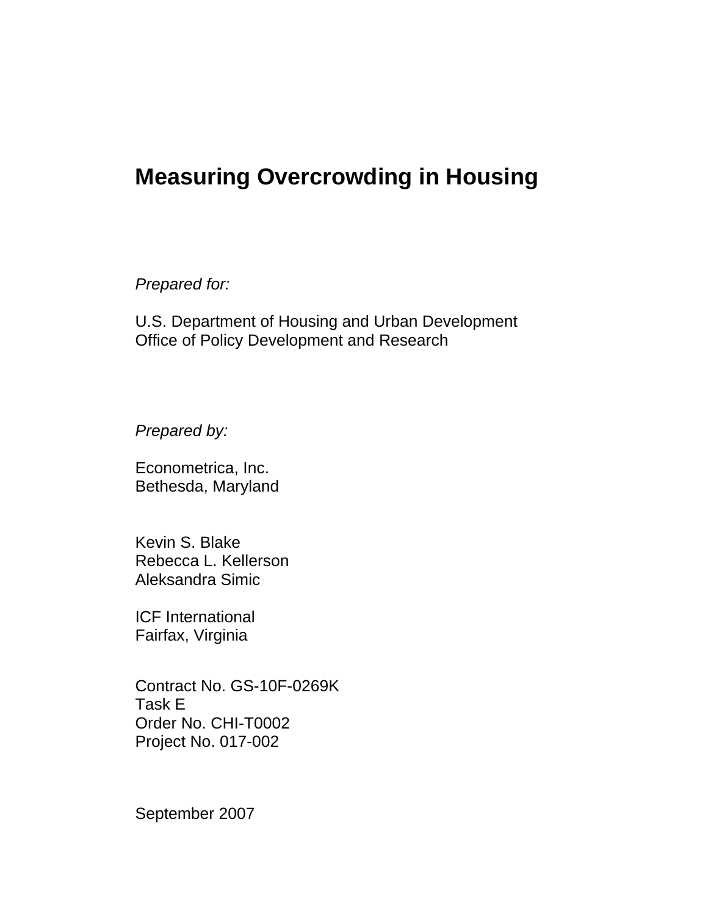# Measuring Overcrowding in Housing

*Prepared for:*

U.S. Department of Housing and Urban Development
Office of Policy Development and Research

*Prepared by:*

Econometrica, Inc.
Bethesda, Maryland

Kevin S. Blake
Rebecca L. Kellerson
Aleksandra Simic

ICF International
Fairfax, Virginia

Contract No. GS-10F-0269K
Task E
Order No. CHI-T0002
Project No. 017-002

September 2007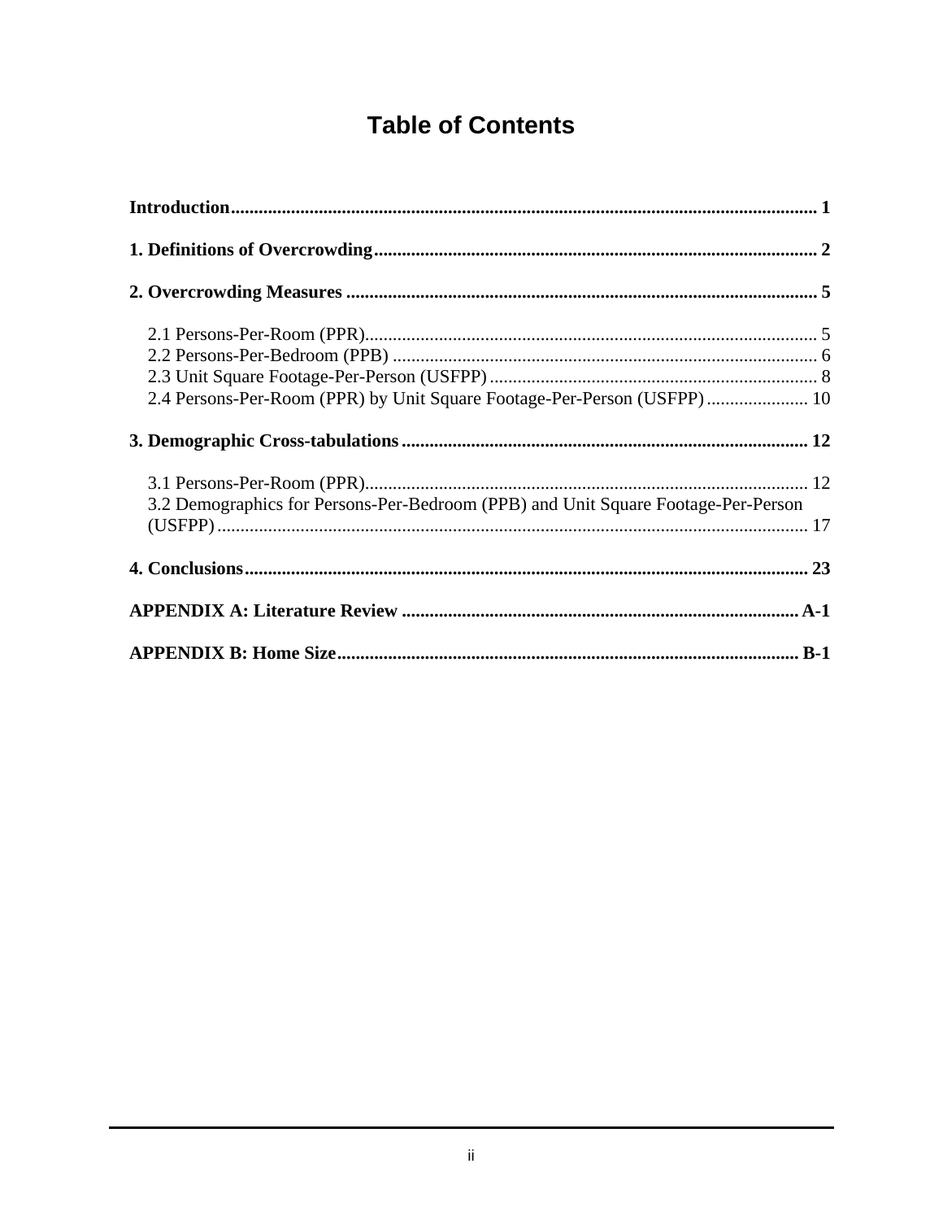# Table of Contents

**Introduction** ..... 1

**1. Definitions of Overcrowding** ..... 2

**2. Overcrowding Measures** ..... 5

- 2.1 Persons-Per-Room (PPR) ..... 5
- 2.2 Persons-Per-Bedroom (PPB) ..... 6
- 2.3 Unit Square Footage-Per-Person (USFPP) ..... 8
- 2.4 Persons-Per-Room (PPR) by Unit Square Footage-Per-Person (USFPP) ..... 10

**3. Demographic Cross-tabulations** ..... 12

- 3.1 Persons-Per-Room (PPR) ..... 12
- 3.2 Demographics for Persons-Per-Bedroom (PPB) and Unit Square Footage-Per-Person (USFPP) ..... 17

**4. Conclusions** ..... 23

**APPENDIX A: Literature Review** ..... A-1

**APPENDIX B: Home Size** ..... B-1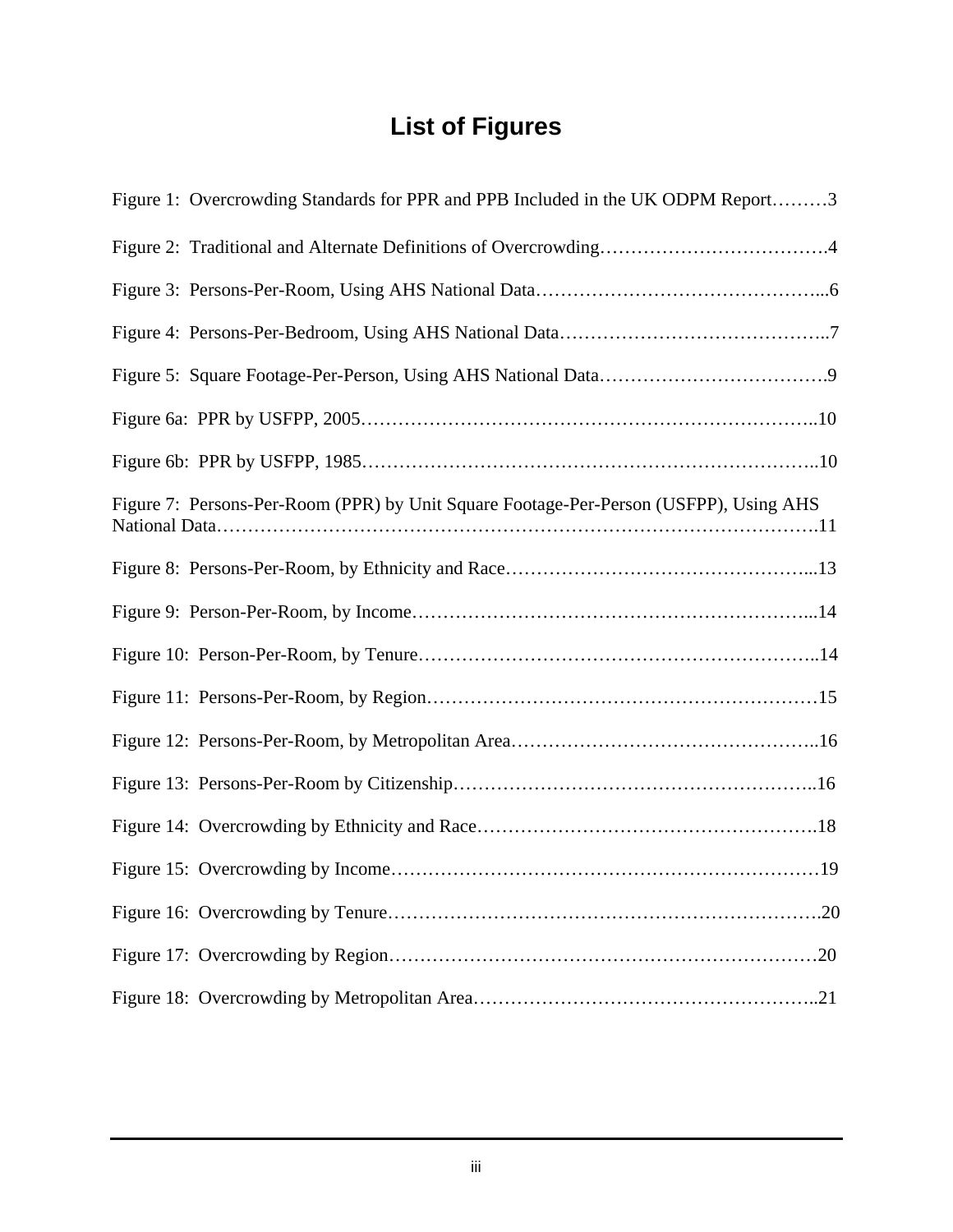# List of Figures

Figure 1: Overcrowding Standards for PPR and PPB Included in the UK ODPM Report………3

Figure 2: Traditional and Alternate Definitions of Overcrowding……………………………….4

Figure 3: Persons-Per-Room, Using AHS National Data………………………………………...6

Figure 4: Persons-Per-Bedroom, Using AHS National Data……………………………………..7

Figure 5: Square Footage-Per-Person, Using AHS National Data……………………………….9

Figure 6a: PPR by USFPP, 2005………………………………………………………………..10

Figure 6b: PPR by USFPP, 1985………………………………………………………………..10

Figure 7: Persons-Per-Room (PPR) by Unit Square Footage-Per-Person (USFPP), Using AHS National Data…………………………………………………………………………………….11

Figure 8: Persons-Per-Room, by Ethnicity and Race…………………………………………...13

Figure 9: Person-Per-Room, by Income………………………………………………………...14

Figure 10: Person-Per-Room, by Tenure………………………………………………………..14

Figure 11: Persons-Per-Room, by Region………………………………………………………15

Figure 12: Persons-Per-Room, by Metropolitan Area…………………………………………..16

Figure 13: Persons-Per-Room by Citizenship…………………………………………………..16

Figure 14: Overcrowding by Ethnicity and Race……………………………………………….18

Figure 15: Overcrowding by Income……………………………………………………………19

Figure 16: Overcrowding by Tenure…………………………………………………………….20

Figure 17: Overcrowding by Region……………………………………………………………20

Figure 18: Overcrowding by Metropolitan Area………………………………………………..21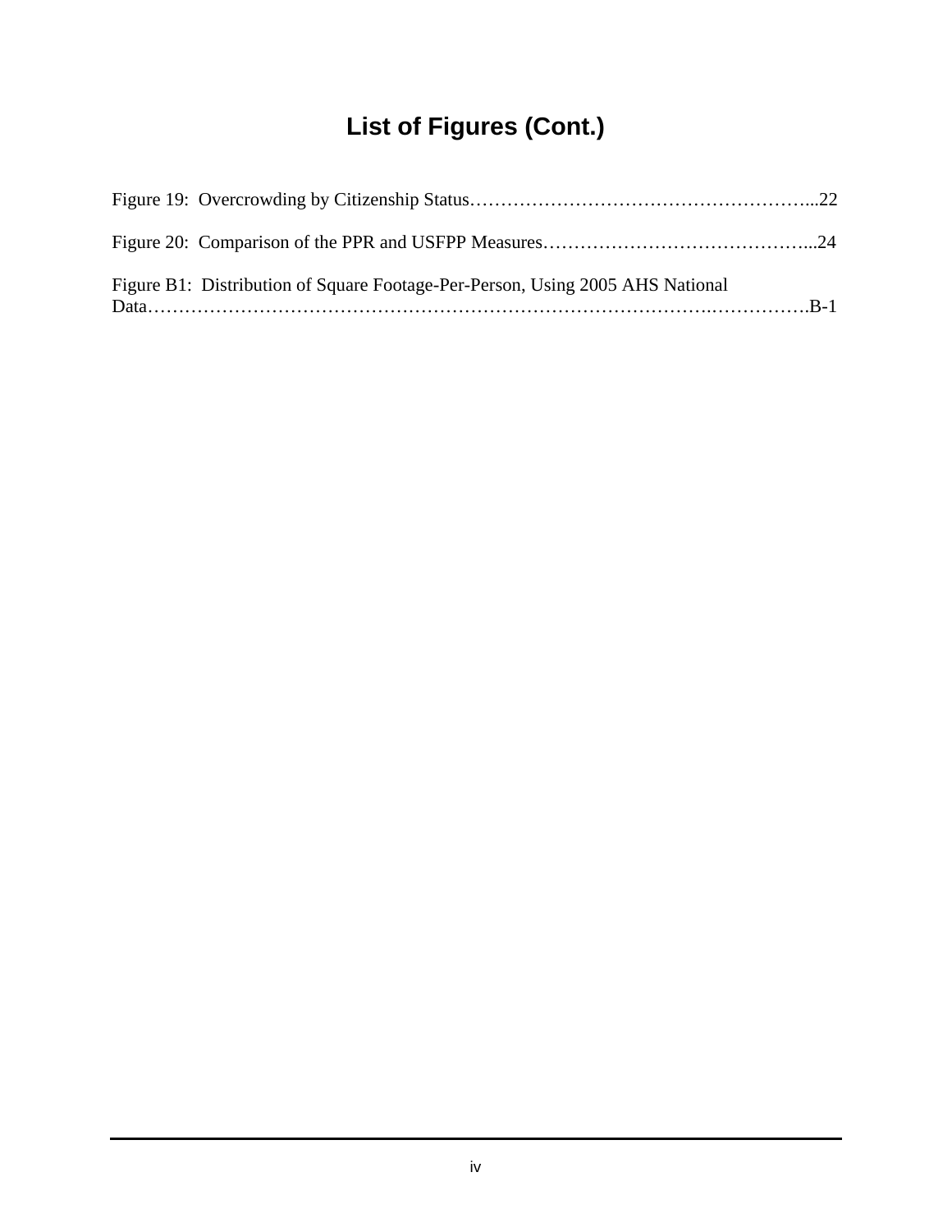# List of Figures (Cont.)

Figure 19: Overcrowding by Citizenship Status………………………………………………...22

Figure 20: Comparison of the PPR and USFPP Measures……………………………………...24

Figure B1: Distribution of Square Footage-Per-Person, Using 2005 AHS National Data…………………………………………………………………………….…………….B-1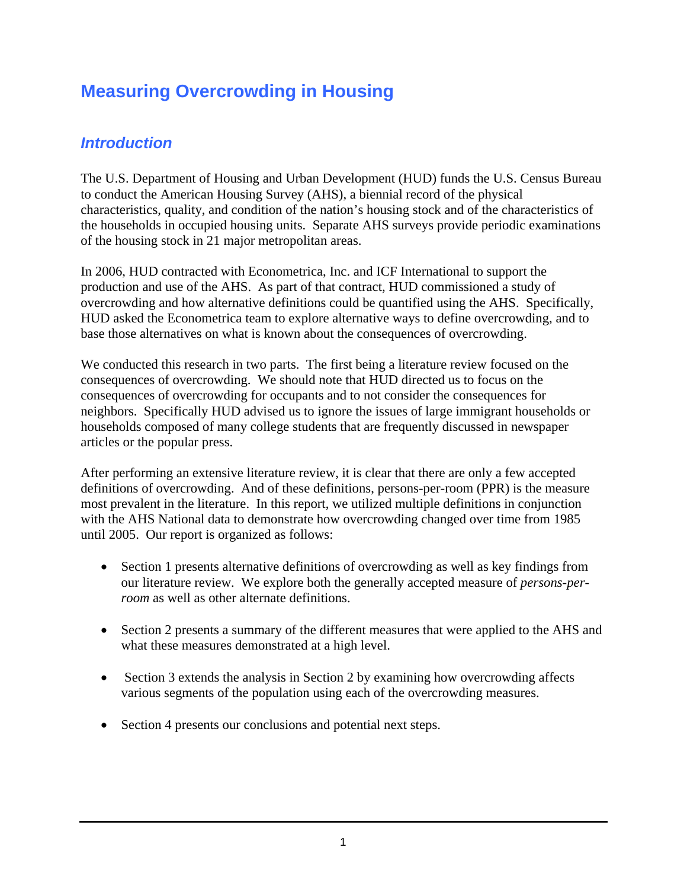# Measuring Overcrowding in Housing

## *Introduction*

The U.S. Department of Housing and Urban Development (HUD) funds the U.S. Census Bureau to conduct the American Housing Survey (AHS), a biennial record of the physical characteristics, quality, and condition of the nation's housing stock and of the characteristics of the households in occupied housing units. Separate AHS surveys provide periodic examinations of the housing stock in 21 major metropolitan areas.

In 2006, HUD contracted with Econometrica, Inc. and ICF International to support the production and use of the AHS. As part of that contract, HUD commissioned a study of overcrowding and how alternative definitions could be quantified using the AHS. Specifically, HUD asked the Econometrica team to explore alternative ways to define overcrowding, and to base those alternatives on what is known about the consequences of overcrowding.

We conducted this research in two parts. The first being a literature review focused on the consequences of overcrowding. We should note that HUD directed us to focus on the consequences of overcrowding for occupants and to not consider the consequences for neighbors. Specifically HUD advised us to ignore the issues of large immigrant households or households composed of many college students that are frequently discussed in newspaper articles or the popular press.

After performing an extensive literature review, it is clear that there are only a few accepted definitions of overcrowding. And of these definitions, persons-per-room (PPR) is the measure most prevalent in the literature. In this report, we utilized multiple definitions in conjunction with the AHS National data to demonstrate how overcrowding changed over time from 1985 until 2005. Our report is organized as follows:

- Section 1 presents alternative definitions of overcrowding as well as key findings from our literature review. We explore both the generally accepted measure of *persons-per-room* as well as other alternate definitions.

- Section 2 presents a summary of the different measures that were applied to the AHS and what these measures demonstrated at a high level.

- Section 3 extends the analysis in Section 2 by examining how overcrowding affects various segments of the population using each of the overcrowding measures.

- Section 4 presents our conclusions and potential next steps.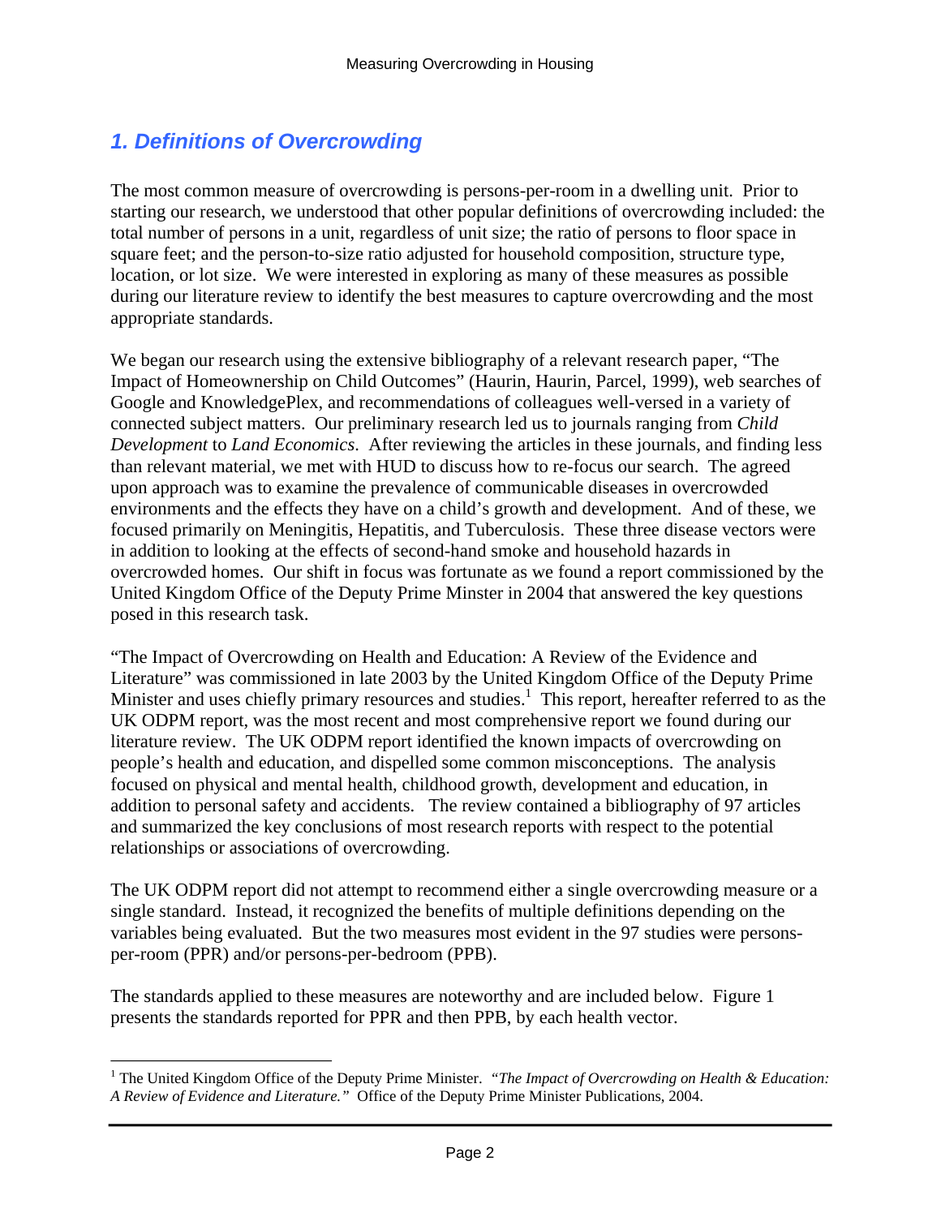## 1. Definitions of Overcrowding

The most common measure of overcrowding is persons-per-room in a dwelling unit. Prior to starting our research, we understood that other popular definitions of overcrowding included: the total number of persons in a unit, regardless of unit size; the ratio of persons to floor space in square feet; and the person-to-size ratio adjusted for household composition, structure type, location, or lot size. We were interested in exploring as many of these measures as possible during our literature review to identify the best measures to capture overcrowding and the most appropriate standards.

We began our research using the extensive bibliography of a relevant research paper, "The Impact of Homeownership on Child Outcomes" (Haurin, Haurin, Parcel, 1999), web searches of Google and KnowledgePlex, and recommendations of colleagues well-versed in a variety of connected subject matters. Our preliminary research led us to journals ranging from *Child Development* to *Land Economics*. After reviewing the articles in these journals, and finding less than relevant material, we met with HUD to discuss how to re-focus our search. The agreed upon approach was to examine the prevalence of communicable diseases in overcrowded environments and the effects they have on a child's growth and development. And of these, we focused primarily on Meningitis, Hepatitis, and Tuberculosis. These three disease vectors were in addition to looking at the effects of second-hand smoke and household hazards in overcrowded homes. Our shift in focus was fortunate as we found a report commissioned by the United Kingdom Office of the Deputy Prime Minster in 2004 that answered the key questions posed in this research task.

"The Impact of Overcrowding on Health and Education: A Review of the Evidence and Literature" was commissioned in late 2003 by the United Kingdom Office of the Deputy Prime Minister and uses chiefly primary resources and studies.[1] This report, hereafter referred to as the UK ODPM report, was the most recent and most comprehensive report we found during our literature review. The UK ODPM report identified the known impacts of overcrowding on people's health and education, and dispelled some common misconceptions. The analysis focused on physical and mental health, childhood growth, development and education, in addition to personal safety and accidents. The review contained a bibliography of 97 articles and summarized the key conclusions of most research reports with respect to the potential relationships or associations of overcrowding.

The UK ODPM report did not attempt to recommend either a single overcrowding measure or a single standard. Instead, it recognized the benefits of multiple definitions depending on the variables being evaluated. But the two measures most evident in the 97 studies were persons-per-room (PPR) and/or persons-per-bedroom (PPB).

The standards applied to these measures are noteworthy and are included below. Figure 1 presents the standards reported for PPR and then PPB, by each health vector.

---

[1] The United Kingdom Office of the Deputy Prime Minister. *"The Impact of Overcrowding on Health & Education: A Review of Evidence and Literature."* Office of the Deputy Prime Minister Publications, 2004.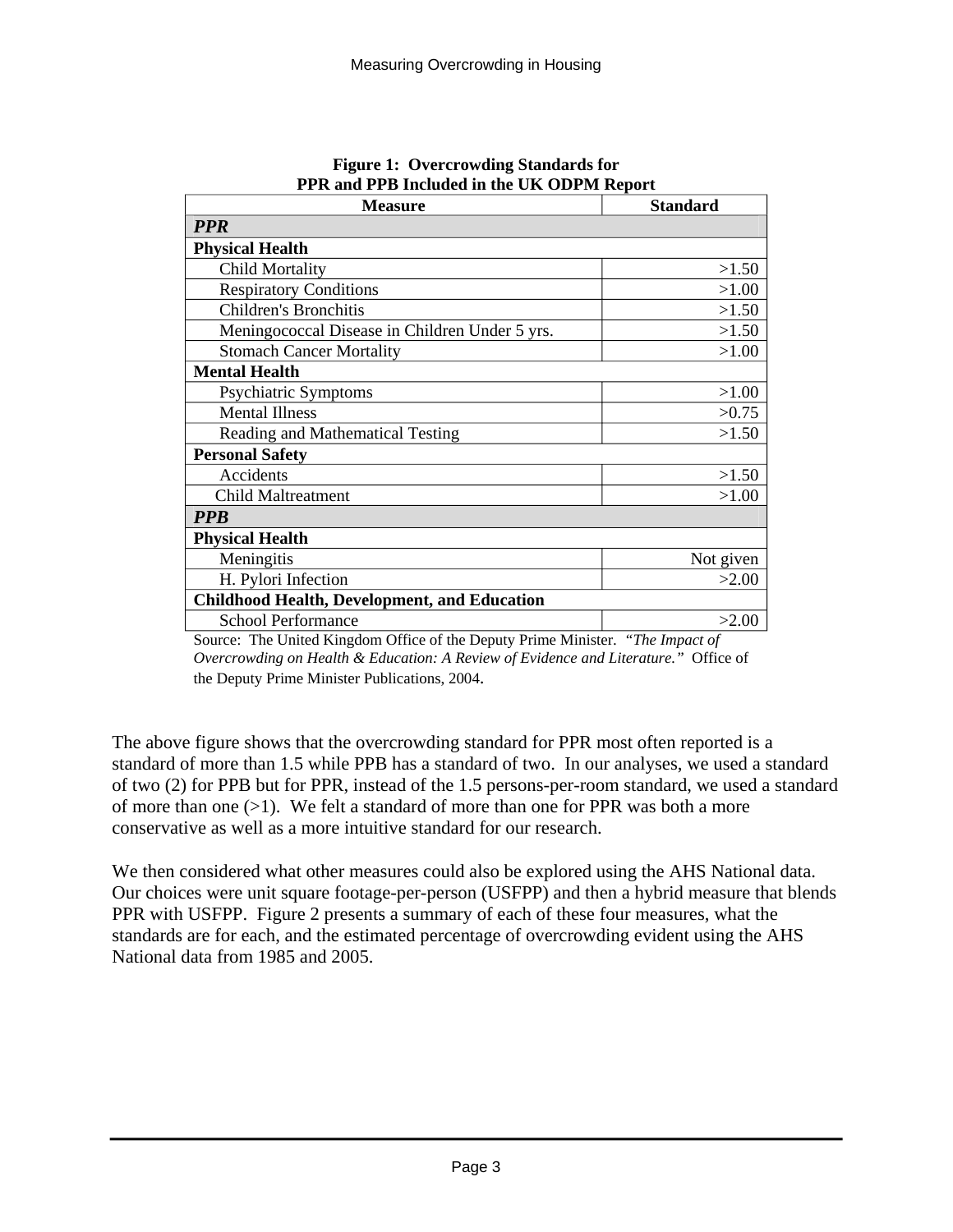**Figure 1: Overcrowding Standards for PPR and PPB Included in the UK ODPM Report**

| Measure | Standard |
| --- | --- |
| ***PPR*** | |
| **Physical Health** | |
| Child Mortality | >1.50 |
| Respiratory Conditions | >1.00 |
| Children's Bronchitis | >1.50 |
| Meningococcal Disease in Children Under 5 yrs. | >1.50 |
| Stomach Cancer Mortality | >1.00 |
| **Mental Health** | |
| Psychiatric Symptoms | >1.00 |
| Mental Illness | >0.75 |
| Reading and Mathematical Testing | >1.50 |
| **Personal Safety** | |
| Accidents | >1.50 |
| Child Maltreatment | >1.00 |
| ***PPB*** | |
| **Physical Health** | |
| Meningitis | Not given |
| H. Pylori Infection | >2.00 |
| **Childhood Health, Development, and Education** | |
| School Performance | >2.00 |

Source: The United Kingdom Office of the Deputy Prime Minister. *"The Impact of Overcrowding on Health & Education: A Review of Evidence and Literature."* Office of the Deputy Prime Minister Publications, 2004.

The above figure shows that the overcrowding standard for PPR most often reported is a standard of more than 1.5 while PPB has a standard of two. In our analyses, we used a standard of two (2) for PPB but for PPR, instead of the 1.5 persons-per-room standard, we used a standard of more than one (>1). We felt a standard of more than one for PPR was both a more conservative as well as a more intuitive standard for our research.

We then considered what other measures could also be explored using the AHS National data. Our choices were unit square footage-per-person (USFPP) and then a hybrid measure that blends PPR with USFPP. Figure 2 presents a summary of each of these four measures, what the standards are for each, and the estimated percentage of overcrowding evident using the AHS National data from 1985 and 2005.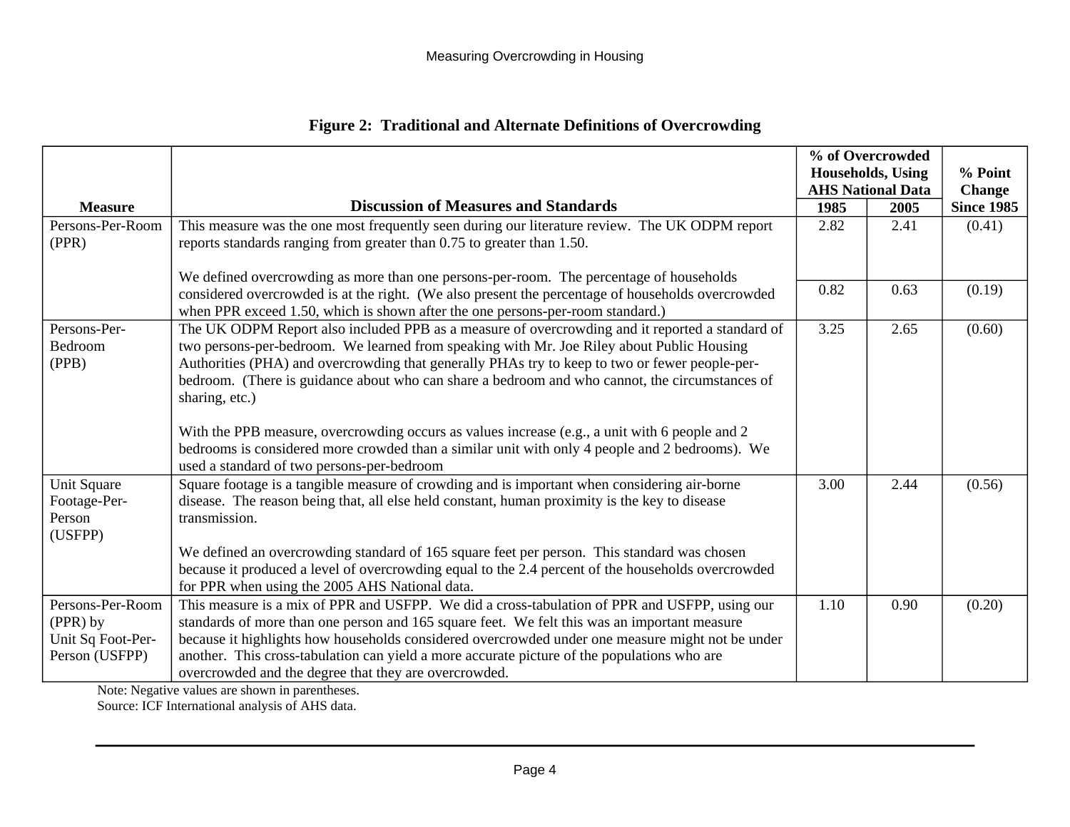**Figure 2: Traditional and Alternate Definitions of Overcrowding**

| Measure | Discussion of Measures and Standards | % of Overcrowded Households, Using AHS National Data | | % Point Change Since 1985 |
|---|---|---|---|---|
| | | 1985 | 2005 | |
| Persons-Per-Room (PPR) | This measure was the one most frequently seen during our literature review. The UK ODPM report reports standards ranging from greater than 0.75 to greater than 1.50.<br><br>We defined overcrowding as more than one persons-per-room. The percentage of households considered overcrowded is at the right. (We also present the percentage of households overcrowded when PPR exceed 1.50, which is shown after the one persons-per-room standard.) | 2.82<br><br>0.82 | 2.41<br><br>0.63 | (0.41)<br><br>(0.19) |
| Persons-Per-Bedroom (PPB) | The UK ODPM Report also included PPB as a measure of overcrowding and it reported a standard of two persons-per-bedroom. We learned from speaking with Mr. Joe Riley about Public Housing Authorities (PHA) and overcrowding that generally PHAs try to keep to two or fewer people-per-bedroom. (There is guidance about who can share a bedroom and who cannot, the circumstances of sharing, etc.)<br><br>With the PPB measure, overcrowding occurs as values increase (e.g., a unit with 6 people and 2 bedrooms is considered more crowded than a similar unit with only 4 people and 2 bedrooms). We used a standard of two persons-per-bedroom | 3.25 | 2.65 | (0.60) |
| Unit Square Footage-Per-Person (USFPP) | Square footage is a tangible measure of crowding and is important when considering air-borne disease. The reason being that, all else held constant, human proximity is the key to disease transmission.<br><br>We defined an overcrowding standard of 165 square feet per person. This standard was chosen because it produced a level of overcrowding equal to the 2.4 percent of the households overcrowded for PPR when using the 2005 AHS National data. | 3.00 | 2.44 | (0.56) |
| Persons-Per-Room (PPR) by Unit Sq Foot-Per-Person (USFPP) | This measure is a mix of PPR and USFPP. We did a cross-tabulation of PPR and USFPP, using our standards of more than one person and 165 square feet. We felt this was an important measure because it highlights how households considered overcrowded under one measure might not be under another. This cross-tabulation can yield a more accurate picture of the populations who are overcrowded and the degree that they are overcrowded. | 1.10 | 0.90 | (0.20) |

Note: Negative values are shown in parentheses.
Source: ICF International analysis of AHS data.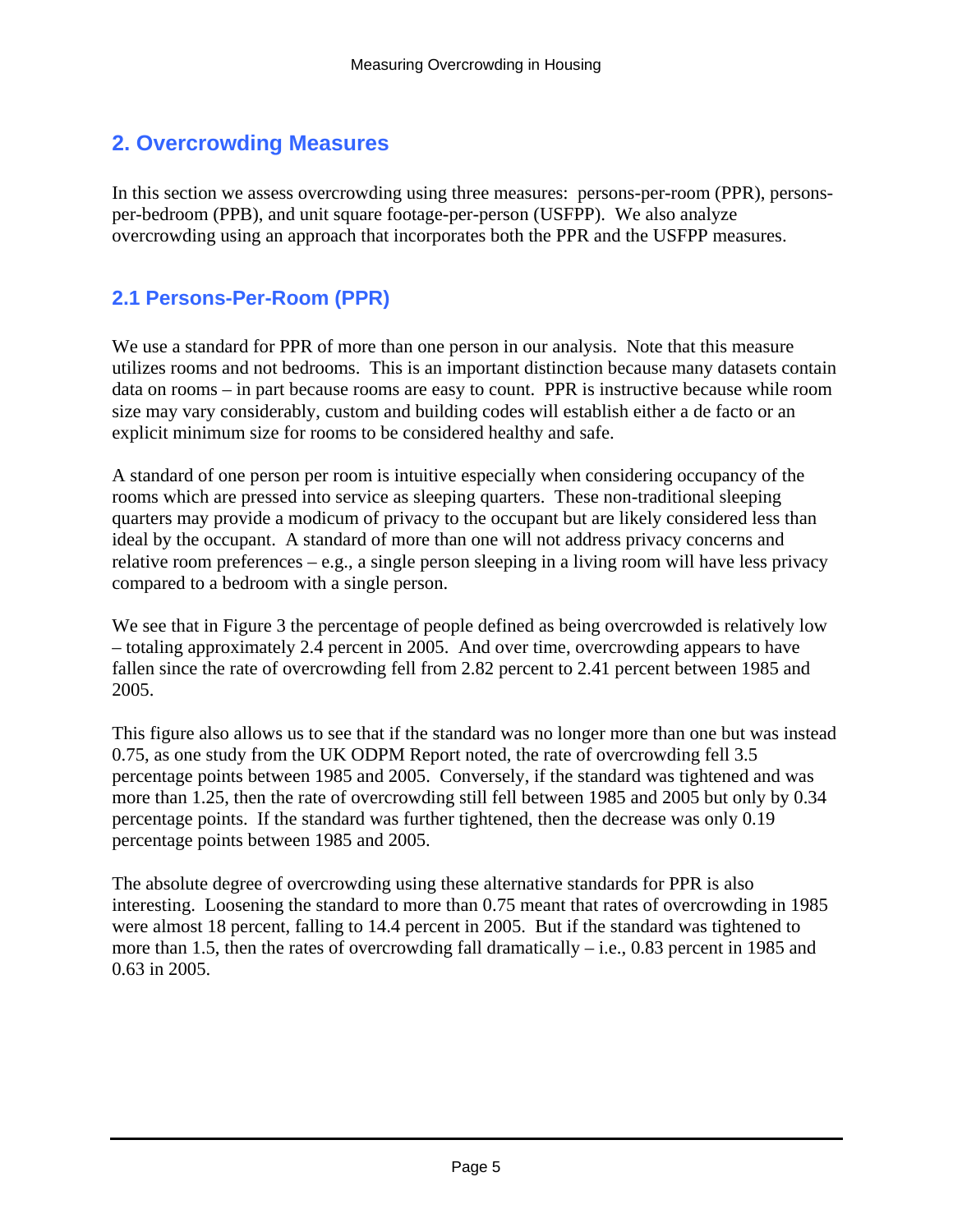## 2. Overcrowding Measures

In this section we assess overcrowding using three measures: persons-per-room (PPR), persons-per-bedroom (PPB), and unit square footage-per-person (USFPP). We also analyze overcrowding using an approach that incorporates both the PPR and the USFPP measures.

### 2.1 Persons-Per-Room (PPR)

We use a standard for PPR of more than one person in our analysis. Note that this measure utilizes rooms and not bedrooms. This is an important distinction because many datasets contain data on rooms – in part because rooms are easy to count. PPR is instructive because while room size may vary considerably, custom and building codes will establish either a de facto or an explicit minimum size for rooms to be considered healthy and safe.

A standard of one person per room is intuitive especially when considering occupancy of the rooms which are pressed into service as sleeping quarters. These non-traditional sleeping quarters may provide a modicum of privacy to the occupant but are likely considered less than ideal by the occupant. A standard of more than one will not address privacy concerns and relative room preferences – e.g., a single person sleeping in a living room will have less privacy compared to a bedroom with a single person.

We see that in Figure 3 the percentage of people defined as being overcrowded is relatively low – totaling approximately 2.4 percent in 2005. And over time, overcrowding appears to have fallen since the rate of overcrowding fell from 2.82 percent to 2.41 percent between 1985 and 2005.

This figure also allows us to see that if the standard was no longer more than one but was instead 0.75, as one study from the UK ODPM Report noted, the rate of overcrowding fell 3.5 percentage points between 1985 and 2005. Conversely, if the standard was tightened and was more than 1.25, then the rate of overcrowding still fell between 1985 and 2005 but only by 0.34 percentage points. If the standard was further tightened, then the decrease was only 0.19 percentage points between 1985 and 2005.

The absolute degree of overcrowding using these alternative standards for PPR is also interesting. Loosening the standard to more than 0.75 meant that rates of overcrowding in 1985 were almost 18 percent, falling to 14.4 percent in 2005. But if the standard was tightened to more than 1.5, then the rates of overcrowding fall dramatically – i.e., 0.83 percent in 1985 and 0.63 in 2005.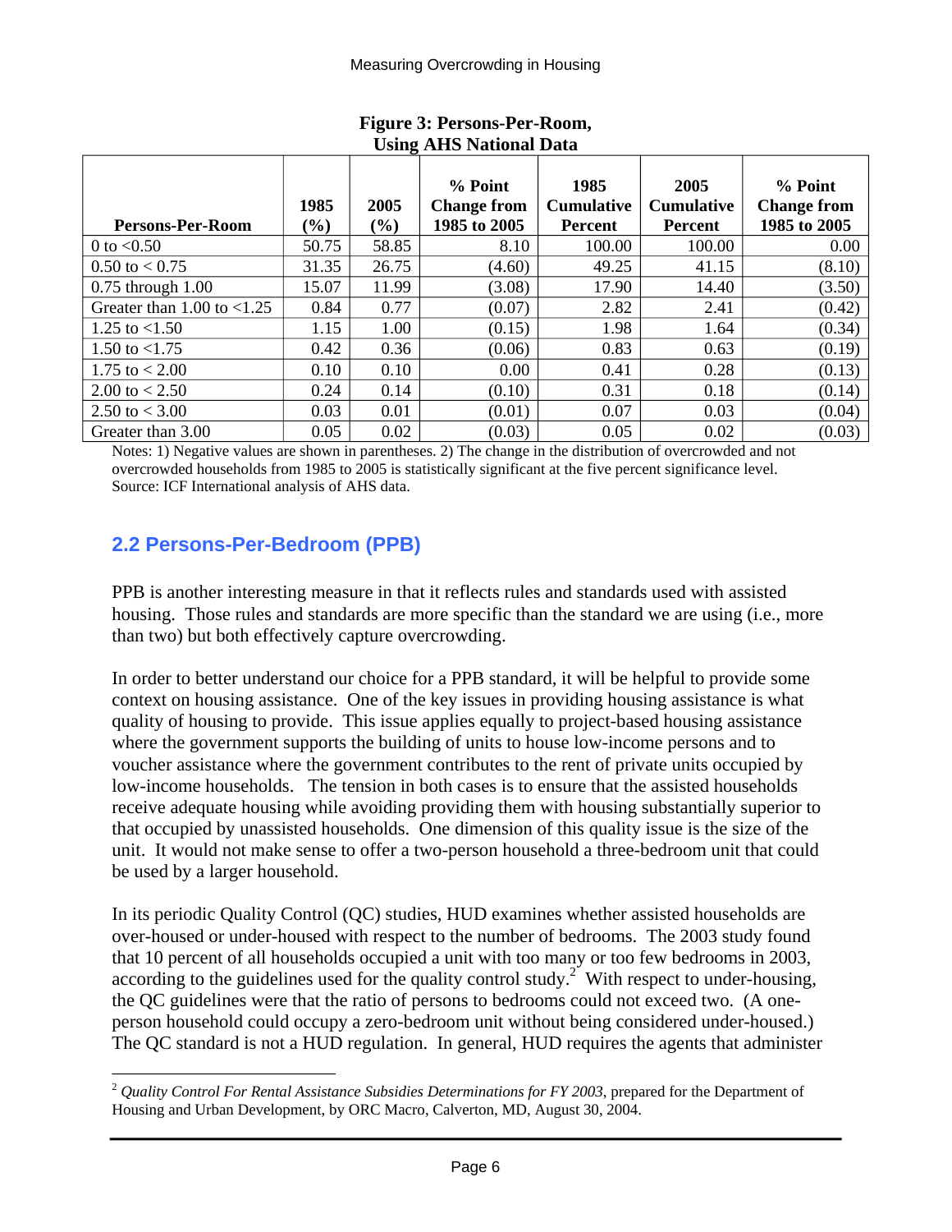**Figure 3: Persons-Per-Room, Using AHS National Data**

| Persons-Per-Room | 1985 (%) | 2005 (%) | % Point Change from 1985 to 2005 | 1985 Cumulative Percent | 2005 Cumulative Percent | % Point Change from 1985 to 2005 |
|---|---|---|---|---|---|---|
| 0 to <0.50 | 50.75 | 58.85 | 8.10 | 100.00 | 100.00 | 0.00 |
| 0.50 to < 0.75 | 31.35 | 26.75 | (4.60) | 49.25 | 41.15 | (8.10) |
| 0.75 through 1.00 | 15.07 | 11.99 | (3.08) | 17.90 | 14.40 | (3.50) |
| Greater than 1.00 to <1.25 | 0.84 | 0.77 | (0.07) | 2.82 | 2.41 | (0.42) |
| 1.25 to <1.50 | 1.15 | 1.00 | (0.15) | 1.98 | 1.64 | (0.34) |
| 1.50 to <1.75 | 0.42 | 0.36 | (0.06) | 0.83 | 0.63 | (0.19) |
| 1.75 to < 2.00 | 0.10 | 0.10 | 0.00 | 0.41 | 0.28 | (0.13) |
| 2.00 to < 2.50 | 0.24 | 0.14 | (0.10) | 0.31 | 0.18 | (0.14) |
| 2.50 to < 3.00 | 0.03 | 0.01 | (0.01) | 0.07 | 0.03 | (0.04) |
| Greater than 3.00 | 0.05 | 0.02 | (0.03) | 0.05 | 0.02 | (0.03) |

Notes: 1) Negative values are shown in parentheses. 2) The change in the distribution of overcrowded and not overcrowded households from 1985 to 2005 is statistically significant at the five percent significance level.
Source: ICF International analysis of AHS data.

## 2.2 Persons-Per-Bedroom (PPB)

PPB is another interesting measure in that it reflects rules and standards used with assisted housing. Those rules and standards are more specific than the standard we are using (i.e., more than two) but both effectively capture overcrowding.

In order to better understand our choice for a PPB standard, it will be helpful to provide some context on housing assistance. One of the key issues in providing housing assistance is what quality of housing to provide. This issue applies equally to project-based housing assistance where the government supports the building of units to house low-income persons and to voucher assistance where the government contributes to the rent of private units occupied by low-income households. The tension in both cases is to ensure that the assisted households receive adequate housing while avoiding providing them with housing substantially superior to that occupied by unassisted households. One dimension of this quality issue is the size of the unit. It would not make sense to offer a two-person household a three-bedroom unit that could be used by a larger household.

In its periodic Quality Control (QC) studies, HUD examines whether assisted households are over-housed or under-housed with respect to the number of bedrooms. The 2003 study found that 10 percent of all households occupied a unit with too many or too few bedrooms in 2003, according to the guidelines used for the quality control study.[2] With respect to under-housing, the QC guidelines were that the ratio of persons to bedrooms could not exceed two. (A one-person household could occupy a zero-bedroom unit without being considered under-housed.) The QC standard is not a HUD regulation. In general, HUD requires the agents that administer

[2] *Quality Control For Rental Assistance Subsidies Determinations for FY 2003*, prepared for the Department of Housing and Urban Development, by ORC Macro, Calverton, MD, August 30, 2004.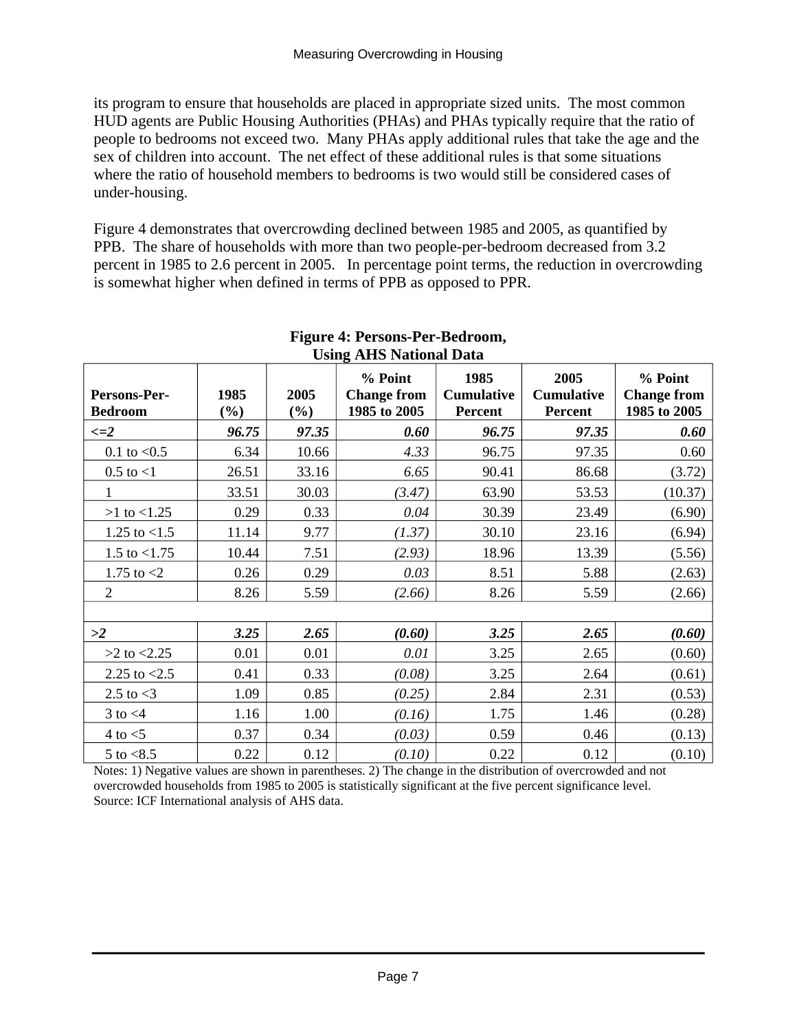its program to ensure that households are placed in appropriate sized units. The most common HUD agents are Public Housing Authorities (PHAs) and PHAs typically require that the ratio of people to bedrooms not exceed two. Many PHAs apply additional rules that take the age and the sex of children into account. The net effect of these additional rules is that some situations where the ratio of household members to bedrooms is two would still be considered cases of under-housing.

Figure 4 demonstrates that overcrowding declined between 1985 and 2005, as quantified by PPB. The share of households with more than two people-per-bedroom decreased from 3.2 percent in 1985 to 2.6 percent in 2005. In percentage point terms, the reduction in overcrowding is somewhat higher when defined in terms of PPB as opposed to PPR.

**Figure 4: Persons-Per-Bedroom, Using AHS National Data**

| Persons-Per-Bedroom | 1985 (%) | 2005 (%) | % Point Change from 1985 to 2005 | 1985 Cumulative Percent | 2005 Cumulative Percent | % Point Change from 1985 to 2005 |
|---|---|---|---|---|---|---|
| ***<=2*** | ***96.75*** | ***97.35*** | ***0.60*** | ***96.75*** | ***97.35*** | ***0.60*** |
| 0.1 to <0.5 | 6.34 | 10.66 | *4.33* | 96.75 | 97.35 | 0.60 |
| 0.5 to <1 | 26.51 | 33.16 | *6.65* | 90.41 | 86.68 | (3.72) |
| 1 | 33.51 | 30.03 | *(3.47)* | 63.90 | 53.53 | (10.37) |
| >1 to <1.25 | 0.29 | 0.33 | *0.04* | 30.39 | 23.49 | (6.90) |
| 1.25 to <1.5 | 11.14 | 9.77 | *(1.37)* | 30.10 | 23.16 | (6.94) |
| 1.5 to <1.75 | 10.44 | 7.51 | *(2.93)* | 18.96 | 13.39 | (5.56) |
| 1.75 to <2 | 0.26 | 0.29 | *0.03* | 8.51 | 5.88 | (2.63) |
| 2 | 8.26 | 5.59 | *(2.66)* | 8.26 | 5.59 | (2.66) |
| | | | | | | |
| ***>2*** | ***3.25*** | ***2.65*** | ***(0.60)*** | ***3.25*** | ***2.65*** | ***(0.60)*** |
| >2 to <2.25 | 0.01 | 0.01 | *0.01* | 3.25 | 2.65 | (0.60) |
| 2.25 to <2.5 | 0.41 | 0.33 | *(0.08)* | 3.25 | 2.64 | (0.61) |
| 2.5 to <3 | 1.09 | 0.85 | *(0.25)* | 2.84 | 2.31 | (0.53) |
| 3 to <4 | 1.16 | 1.00 | *(0.16)* | 1.75 | 1.46 | (0.28) |
| 4 to <5 | 0.37 | 0.34 | *(0.03)* | 0.59 | 0.46 | (0.13) |
| 5 to <8.5 | 0.22 | 0.12 | *(0.10)* | 0.22 | 0.12 | (0.10) |

Notes: 1) Negative values are shown in parentheses. 2) The change in the distribution of overcrowded and not overcrowded households from 1985 to 2005 is statistically significant at the five percent significance level.
Source: ICF International analysis of AHS data.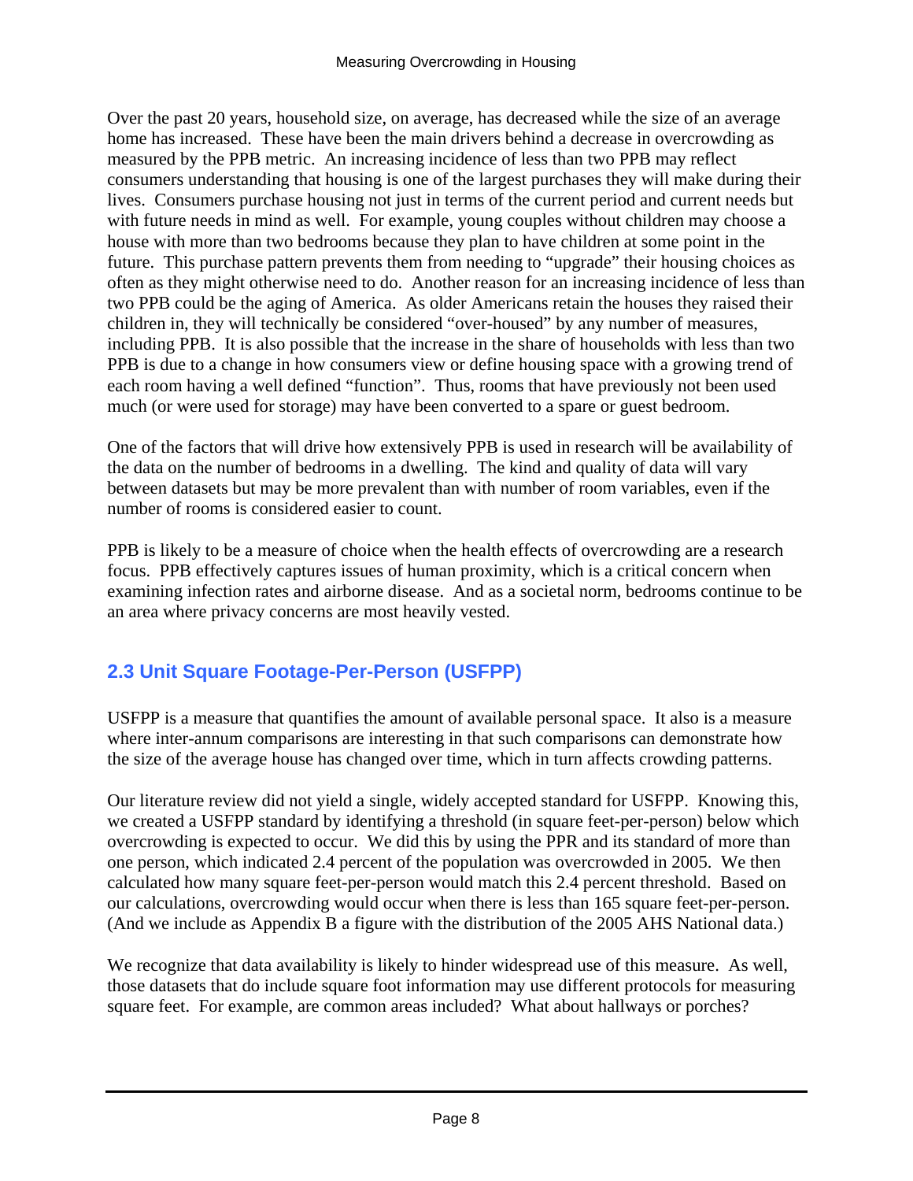Over the past 20 years, household size, on average, has decreased while the size of an average home has increased. These have been the main drivers behind a decrease in overcrowding as measured by the PPB metric. An increasing incidence of less than two PPB may reflect consumers understanding that housing is one of the largest purchases they will make during their lives. Consumers purchase housing not just in terms of the current period and current needs but with future needs in mind as well. For example, young couples without children may choose a house with more than two bedrooms because they plan to have children at some point in the future. This purchase pattern prevents them from needing to "upgrade" their housing choices as often as they might otherwise need to do. Another reason for an increasing incidence of less than two PPB could be the aging of America. As older Americans retain the houses they raised their children in, they will technically be considered "over-housed" by any number of measures, including PPB. It is also possible that the increase in the share of households with less than two PPB is due to a change in how consumers view or define housing space with a growing trend of each room having a well defined "function". Thus, rooms that have previously not been used much (or were used for storage) may have been converted to a spare or guest bedroom.

One of the factors that will drive how extensively PPB is used in research will be availability of the data on the number of bedrooms in a dwelling. The kind and quality of data will vary between datasets but may be more prevalent than with number of room variables, even if the number of rooms is considered easier to count.

PPB is likely to be a measure of choice when the health effects of overcrowding are a research focus. PPB effectively captures issues of human proximity, which is a critical concern when examining infection rates and airborne disease. And as a societal norm, bedrooms continue to be an area where privacy concerns are most heavily vested.

## 2.3 Unit Square Footage-Per-Person (USFPP)

USFPP is a measure that quantifies the amount of available personal space. It also is a measure where inter-annum comparisons are interesting in that such comparisons can demonstrate how the size of the average house has changed over time, which in turn affects crowding patterns.

Our literature review did not yield a single, widely accepted standard for USFPP. Knowing this, we created a USFPP standard by identifying a threshold (in square feet-per-person) below which overcrowding is expected to occur. We did this by using the PPR and its standard of more than one person, which indicated 2.4 percent of the population was overcrowded in 2005. We then calculated how many square feet-per-person would match this 2.4 percent threshold. Based on our calculations, overcrowding would occur when there is less than 165 square feet-per-person. (And we include as Appendix B a figure with the distribution of the 2005 AHS National data.)

We recognize that data availability is likely to hinder widespread use of this measure. As well, those datasets that do include square foot information may use different protocols for measuring square feet. For example, are common areas included? What about hallways or porches?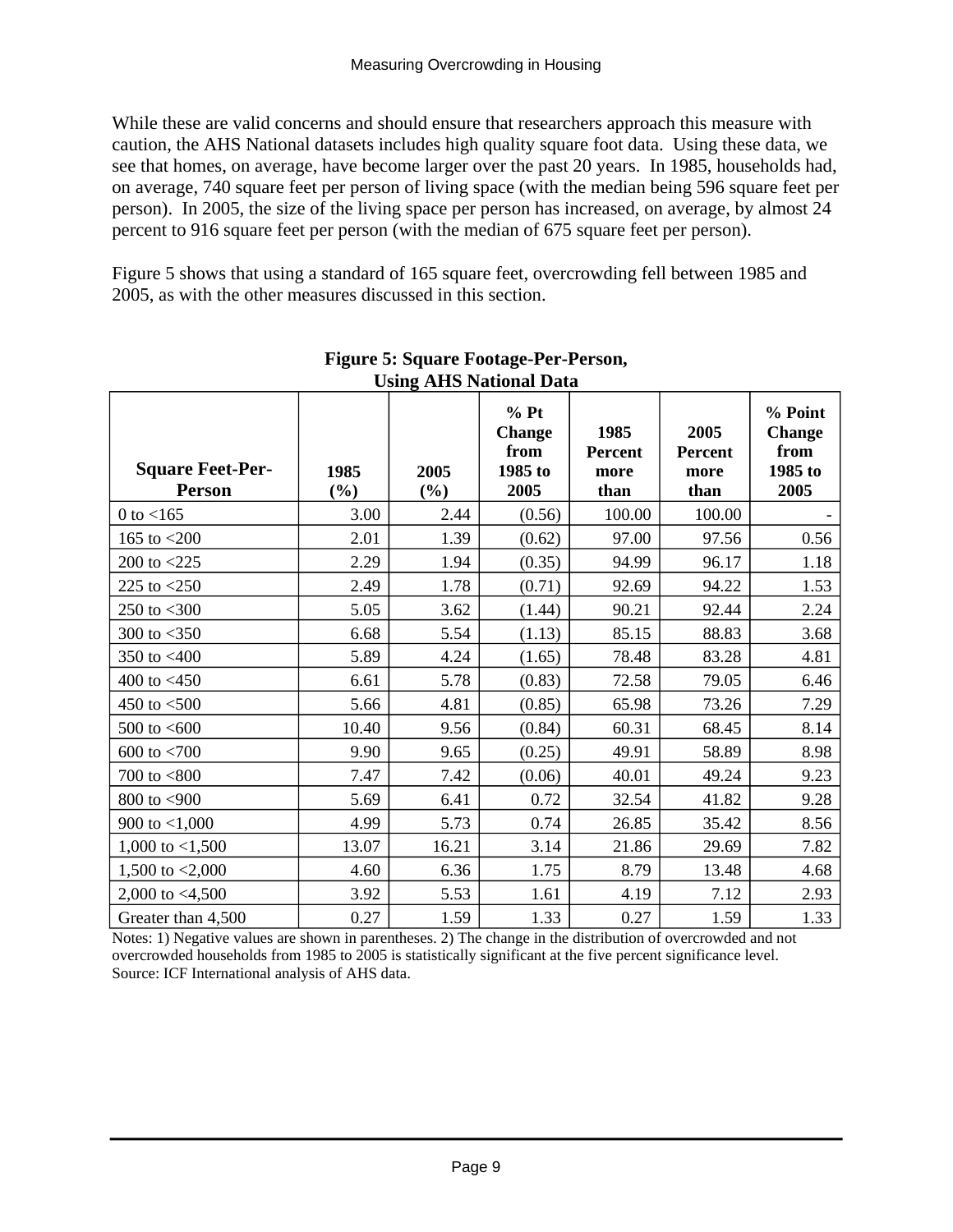While these are valid concerns and should ensure that researchers approach this measure with caution, the AHS National datasets includes high quality square foot data. Using these data, we see that homes, on average, have become larger over the past 20 years. In 1985, households had, on average, 740 square feet per person of living space (with the median being 596 square feet per person). In 2005, the size of the living space per person has increased, on average, by almost 24 percent to 916 square feet per person (with the median of 675 square feet per person).

Figure 5 shows that using a standard of 165 square feet, overcrowding fell between 1985 and 2005, as with the other measures discussed in this section.

**Figure 5: Square Footage-Per-Person, Using AHS National Data**

| Square Feet-Per-Person | 1985 (%) | 2005 (%) | % Pt Change from 1985 to 2005 | 1985 Percent more than | 2005 Percent more than | % Point Change from 1985 to 2005 |
|---|---|---|---|---|---|---|
| 0 to <165 | 3.00 | 2.44 | (0.56) | 100.00 | 100.00 | - |
| 165 to <200 | 2.01 | 1.39 | (0.62) | 97.00 | 97.56 | 0.56 |
| 200 to <225 | 2.29 | 1.94 | (0.35) | 94.99 | 96.17 | 1.18 |
| 225 to <250 | 2.49 | 1.78 | (0.71) | 92.69 | 94.22 | 1.53 |
| 250 to <300 | 5.05 | 3.62 | (1.44) | 90.21 | 92.44 | 2.24 |
| 300 to <350 | 6.68 | 5.54 | (1.13) | 85.15 | 88.83 | 3.68 |
| 350 to <400 | 5.89 | 4.24 | (1.65) | 78.48 | 83.28 | 4.81 |
| 400 to <450 | 6.61 | 5.78 | (0.83) | 72.58 | 79.05 | 6.46 |
| 450 to <500 | 5.66 | 4.81 | (0.85) | 65.98 | 73.26 | 7.29 |
| 500 to <600 | 10.40 | 9.56 | (0.84) | 60.31 | 68.45 | 8.14 |
| 600 to <700 | 9.90 | 9.65 | (0.25) | 49.91 | 58.89 | 8.98 |
| 700 to <800 | 7.47 | 7.42 | (0.06) | 40.01 | 49.24 | 9.23 |
| 800 to <900 | 5.69 | 6.41 | 0.72 | 32.54 | 41.82 | 9.28 |
| 900 to <1,000 | 4.99 | 5.73 | 0.74 | 26.85 | 35.42 | 8.56 |
| 1,000 to <1,500 | 13.07 | 16.21 | 3.14 | 21.86 | 29.69 | 7.82 |
| 1,500 to <2,000 | 4.60 | 6.36 | 1.75 | 8.79 | 13.48 | 4.68 |
| 2,000 to <4,500 | 3.92 | 5.53 | 1.61 | 4.19 | 7.12 | 2.93 |
| Greater than 4,500 | 0.27 | 1.59 | 1.33 | 0.27 | 1.59 | 1.33 |

Notes: 1) Negative values are shown in parentheses. 2) The change in the distribution of overcrowded and not overcrowded households from 1985 to 2005 is statistically significant at the five percent significance level.
Source: ICF International analysis of AHS data.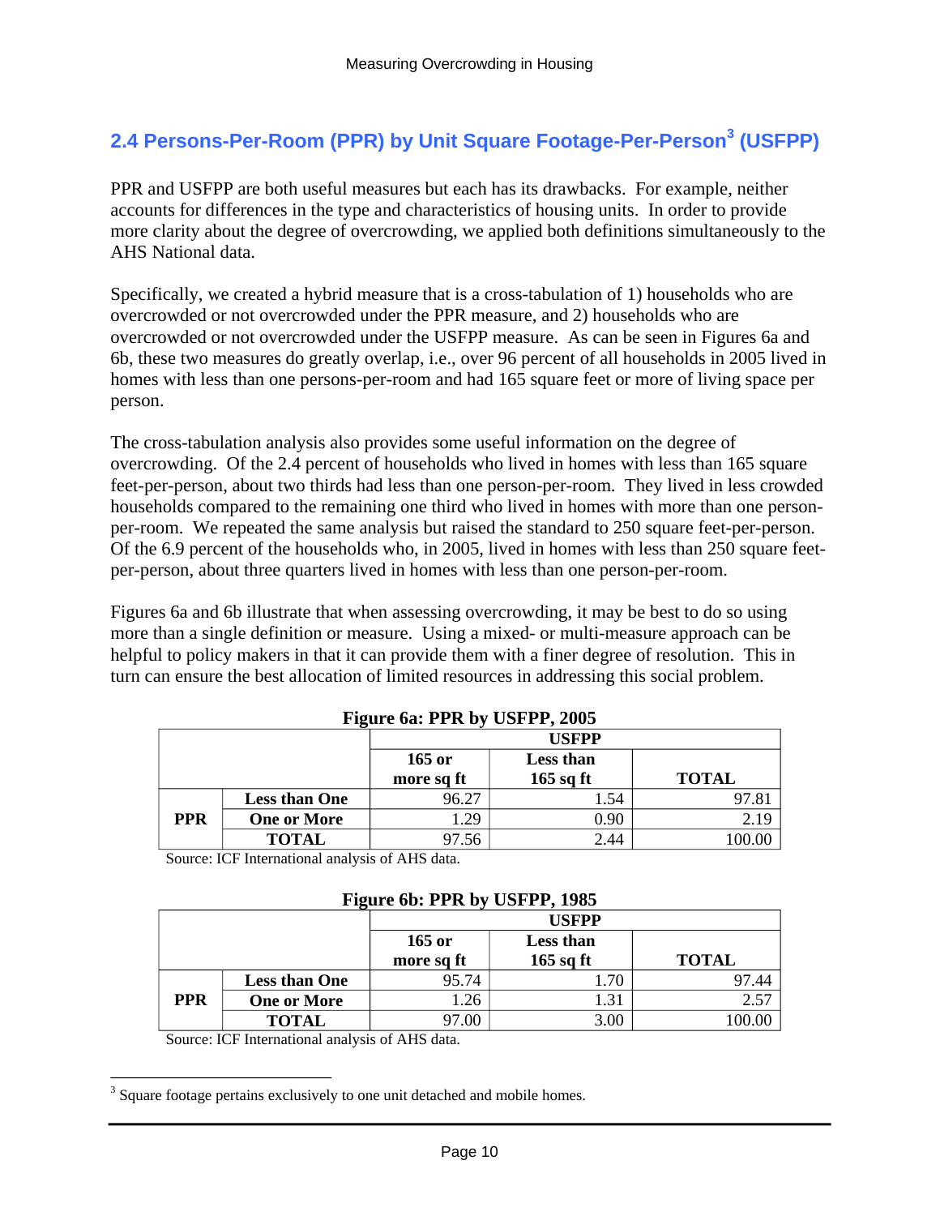## 2.4 Persons-Per-Room (PPR) by Unit Square Footage-Per-Person[3] (USFPP)

PPR and USFPP are both useful measures but each has its drawbacks. For example, neither accounts for differences in the type and characteristics of housing units. In order to provide more clarity about the degree of overcrowding, we applied both definitions simultaneously to the AHS National data.

Specifically, we created a hybrid measure that is a cross-tabulation of 1) households who are overcrowded or not overcrowded under the PPR measure, and 2) households who are overcrowded or not overcrowded under the USFPP measure. As can be seen in Figures 6a and 6b, these two measures do greatly overlap, i.e., over 96 percent of all households in 2005 lived in homes with less than one persons-per-room and had 165 square feet or more of living space per person.

The cross-tabulation analysis also provides some useful information on the degree of overcrowding. Of the 2.4 percent of households who lived in homes with less than 165 square feet-per-person, about two thirds had less than one person-per-room. They lived in less crowded households compared to the remaining one third who lived in homes with more than one person-per-room. We repeated the same analysis but raised the standard to 250 square feet-per-person. Of the 6.9 percent of the households who, in 2005, lived in homes with less than 250 square feet-per-person, about three quarters lived in homes with less than one person-per-room.

Figures 6a and 6b illustrate that when assessing overcrowding, it may be best to do so using more than a single definition or measure. Using a mixed- or multi-measure approach can be helpful to policy makers in that it can provide them with a finer degree of resolution. This in turn can ensure the best allocation of limited resources in addressing this social problem.

**Figure 6a: PPR by USFPP, 2005**

| | | USFPP | | |
|---|---|---|---|---|
| | | 165 or more sq ft | Less than 165 sq ft | TOTAL |
| PPR | Less than One | 96.27 | 1.54 | 97.81 |
| | One or More | 1.29 | 0.90 | 2.19 |
| | TOTAL | 97.56 | 2.44 | 100.00 |

Source: ICF International analysis of AHS data.

**Figure 6b: PPR by USFPP, 1985**

| | | USFPP | | |
|---|---|---|---|---|
| | | 165 or more sq ft | Less than 165 sq ft | TOTAL |
| PPR | Less than One | 95.74 | 1.70 | 97.44 |
| | One or More | 1.26 | 1.31 | 2.57 |
| | TOTAL | 97.00 | 3.00 | 100.00 |

Source: ICF International analysis of AHS data.

[3] Square footage pertains exclusively to one unit detached and mobile homes.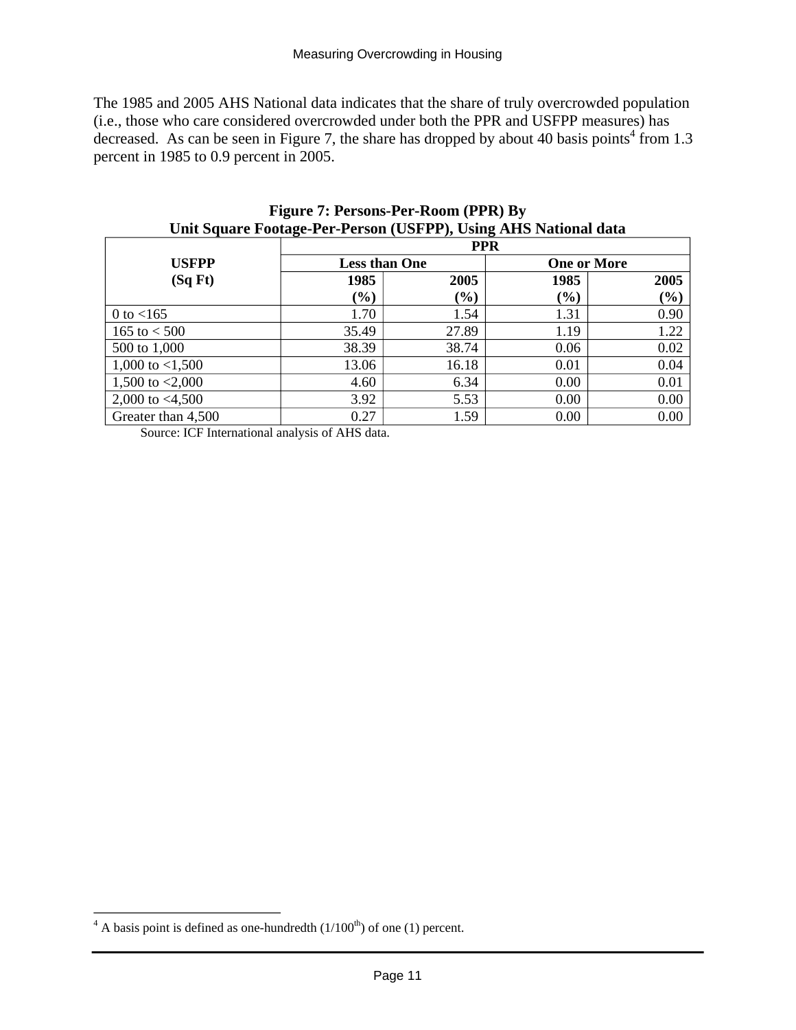The 1985 and 2005 AHS National data indicates that the share of truly overcrowded population (i.e., those who care considered overcrowded under both the PPR and USFPP measures) has decreased. As can be seen in Figure 7, the share has dropped by about 40 basis points[4] from 1.3 percent in 1985 to 0.9 percent in 2005.

**Figure 7: Persons-Per-Room (PPR) By Unit Square Footage-Per-Person (USFPP), Using AHS National data**

| USFPP (Sq Ft) | PPR | | | |
|---|---|---|---|---|
| | Less than One | | One or More | |
| | 1985 (%) | 2005 (%) | 1985 (%) | 2005 (%) |
| 0 to <165 | 1.70 | 1.54 | 1.31 | 0.90 |
| 165 to < 500 | 35.49 | 27.89 | 1.19 | 1.22 |
| 500 to 1,000 | 38.39 | 38.74 | 0.06 | 0.02 |
| 1,000 to <1,500 | 13.06 | 16.18 | 0.01 | 0.04 |
| 1,500 to <2,000 | 4.60 | 6.34 | 0.00 | 0.01 |
| 2,000 to <4,500 | 3.92 | 5.53 | 0.00 | 0.00 |
| Greater than 4,500 | 0.27 | 1.59 | 0.00 | 0.00 |

Source: ICF International analysis of AHS data.

[4] A basis point is defined as one-hundredth (1/100th) of one (1) percent.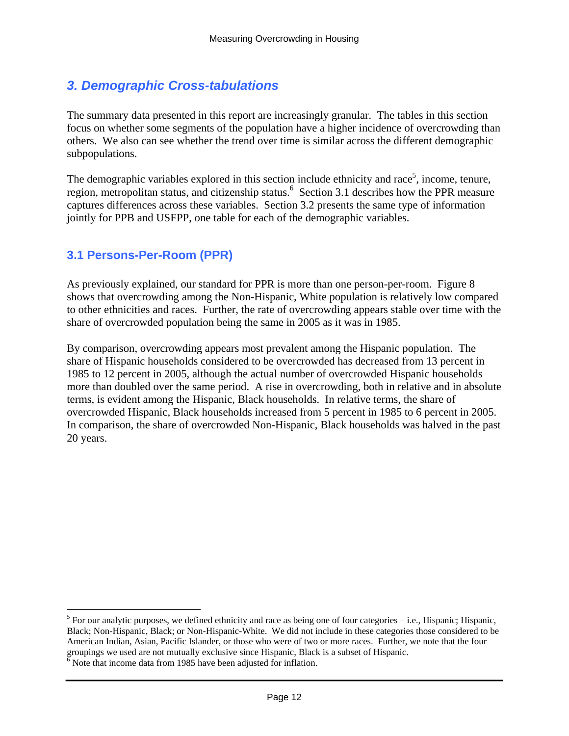## 3. Demographic Cross-tabulations

The summary data presented in this report are increasingly granular. The tables in this section focus on whether some segments of the population have a higher incidence of overcrowding than others. We also can see whether the trend over time is similar across the different demographic subpopulations.

The demographic variables explored in this section include ethnicity and race[5], income, tenure, region, metropolitan status, and citizenship status.[6] Section 3.1 describes how the PPR measure captures differences across these variables. Section 3.2 presents the same type of information jointly for PPB and USFPP, one table for each of the demographic variables.

### 3.1 Persons-Per-Room (PPR)

As previously explained, our standard for PPR is more than one person-per-room. Figure 8 shows that overcrowding among the Non-Hispanic, White population is relatively low compared to other ethnicities and races. Further, the rate of overcrowding appears stable over time with the share of overcrowded population being the same in 2005 as it was in 1985.

By comparison, overcrowding appears most prevalent among the Hispanic population. The share of Hispanic households considered to be overcrowded has decreased from 13 percent in 1985 to 12 percent in 2005, although the actual number of overcrowded Hispanic households more than doubled over the same period. A rise in overcrowding, both in relative and in absolute terms, is evident among the Hispanic, Black households. In relative terms, the share of overcrowded Hispanic, Black households increased from 5 percent in 1985 to 6 percent in 2005. In comparison, the share of overcrowded Non-Hispanic, Black households was halved in the past 20 years.

---

[5] For our analytic purposes, we defined ethnicity and race as being one of four categories – i.e., Hispanic; Hispanic, Black; Non-Hispanic, Black; or Non-Hispanic-White. We did not include in these categories those considered to be American Indian, Asian, Pacific Islander, or those who were of two or more races. Further, we note that the four groupings we used are not mutually exclusive since Hispanic, Black is a subset of Hispanic.

[6] Note that income data from 1985 have been adjusted for inflation.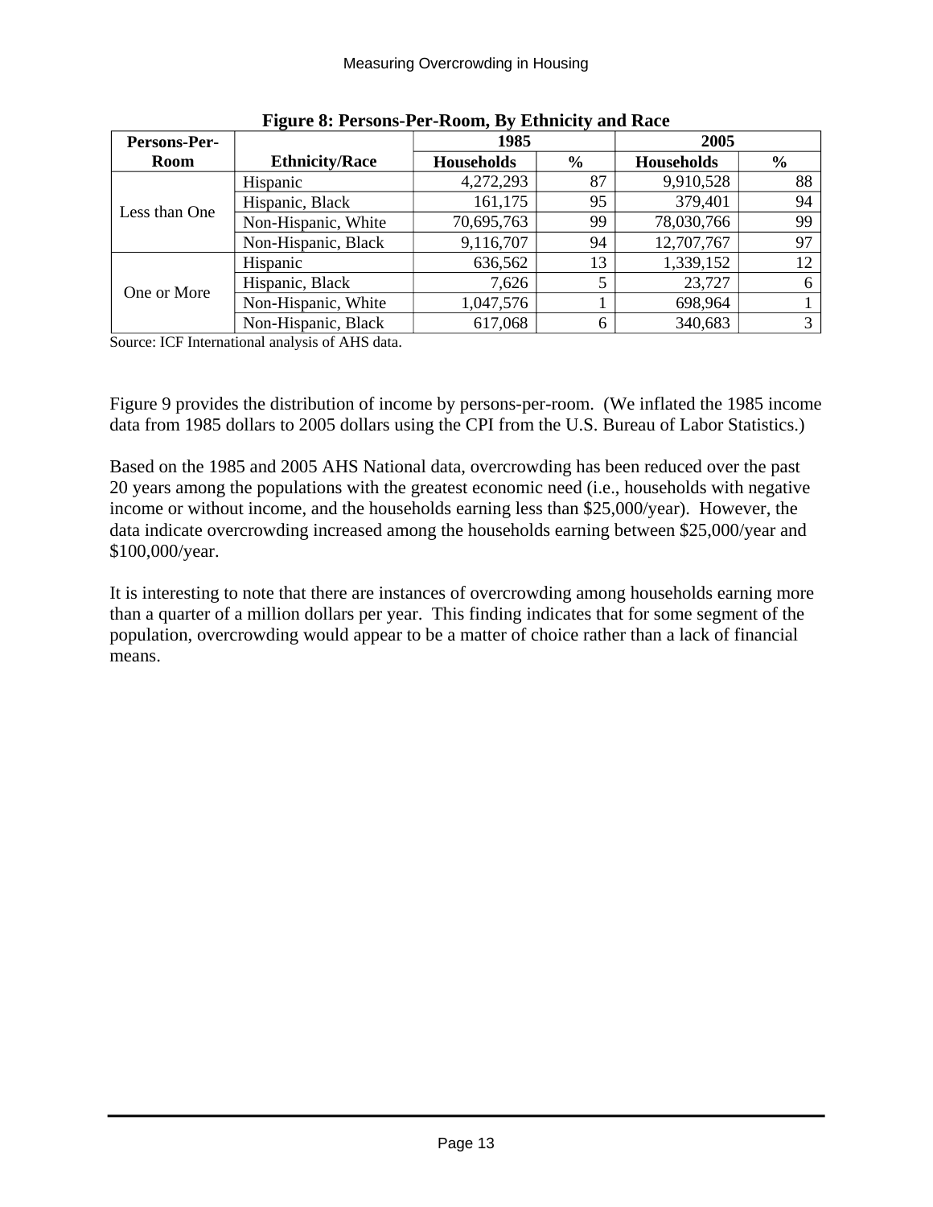**Figure 8: Persons-Per-Room, By Ethnicity and Race**

| Persons-Per-Room | Ethnicity/Race | 1985 | | 2005 | |
|---|---|---|---|---|---|
| | | Households | % | Households | % |
| Less than One | Hispanic | 4,272,293 | 87 | 9,910,528 | 88 |
| | Hispanic, Black | 161,175 | 95 | 379,401 | 94 |
| | Non-Hispanic, White | 70,695,763 | 99 | 78,030,766 | 99 |
| | Non-Hispanic, Black | 9,116,707 | 94 | 12,707,767 | 97 |
| One or More | Hispanic | 636,562 | 13 | 1,339,152 | 12 |
| | Hispanic, Black | 7,626 | 5 | 23,727 | 6 |
| | Non-Hispanic, White | 1,047,576 | 1 | 698,964 | 1 |
| | Non-Hispanic, Black | 617,068 | 6 | 340,683 | 3 |

Source: ICF International analysis of AHS data.

Figure 9 provides the distribution of income by persons-per-room. (We inflated the 1985 income data from 1985 dollars to 2005 dollars using the CPI from the U.S. Bureau of Labor Statistics.)

Based on the 1985 and 2005 AHS National data, overcrowding has been reduced over the past 20 years among the populations with the greatest economic need (i.e., households with negative income or without income, and the households earning less than $25,000/year). However, the data indicate overcrowding increased among the households earning between $25,000/year and $100,000/year.

It is interesting to note that there are instances of overcrowding among households earning more than a quarter of a million dollars per year. This finding indicates that for some segment of the population, overcrowding would appear to be a matter of choice rather than a lack of financial means.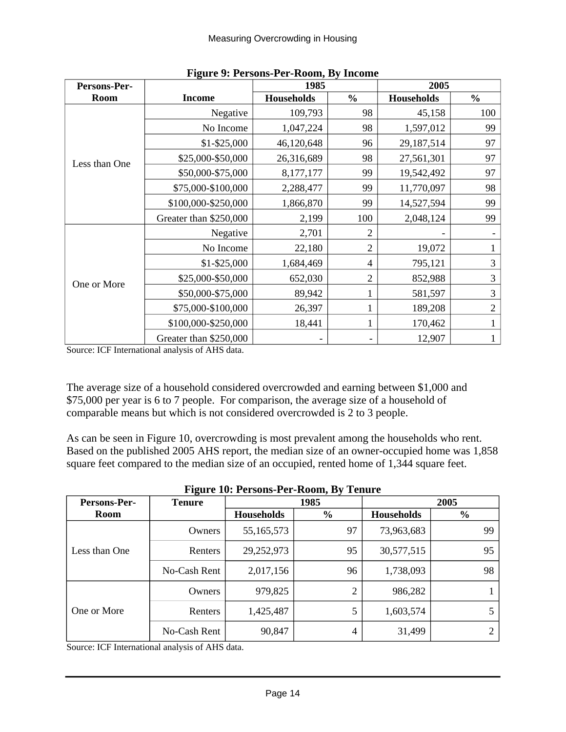**Figure 9: Persons-Per-Room, By Income**

| Persons-Per-Room | Income | 1985 | | 2005 | |
|---|---|---|---|---|---|
| | | Households | % | Households | % |
| Less than One | Negative | 109,793 | 98 | 45,158 | 100 |
| | No Income | 1,047,224 | 98 | 1,597,012 | 99 |
| | $1-$25,000 | 46,120,648 | 96 | 29,187,514 | 97 |
| | $25,000-$50,000 | 26,316,689 | 98 | 27,561,301 | 97 |
| | $50,000-$75,000 | 8,177,177 | 99 | 19,542,492 | 97 |
| | $75,000-$100,000 | 2,288,477 | 99 | 11,770,097 | 98 |
| | $100,000-$250,000 | 1,866,870 | 99 | 14,527,594 | 99 |
| | Greater than $250,000 | 2,199 | 100 | 2,048,124 | 99 |
| One or More | Negative | 2,701 | 2 | - | - |
| | No Income | 22,180 | 2 | 19,072 | 1 |
| | $1-$25,000 | 1,684,469 | 4 | 795,121 | 3 |
| | $25,000-$50,000 | 652,030 | 2 | 852,988 | 3 |
| | $50,000-$75,000 | 89,942 | 1 | 581,597 | 3 |
| | $75,000-$100,000 | 26,397 | 1 | 189,208 | 2 |
| | $100,000-$250,000 | 18,441 | 1 | 170,462 | 1 |
| | Greater than $250,000 | - | - | 12,907 | 1 |

Source: ICF International analysis of AHS data.

The average size of a household considered overcrowded and earning between $1,000 and $75,000 per year is 6 to 7 people. For comparison, the average size of a household of comparable means but which is not considered overcrowded is 2 to 3 people.

As can be seen in Figure 10, overcrowding is most prevalent among the households who rent. Based on the published 2005 AHS report, the median size of an owner-occupied home was 1,858 square feet compared to the median size of an occupied, rented home of 1,344 square feet.

**Figure 10: Persons-Per-Room, By Tenure**

| Persons-Per-Room | Tenure | 1985 | | 2005 | |
|---|---|---|---|---|---|
| | | Households | % | Households | % |
| Less than One | Owners | 55,165,573 | 97 | 73,963,683 | 99 |
| | Renters | 29,252,973 | 95 | 30,577,515 | 95 |
| | No-Cash Rent | 2,017,156 | 96 | 1,738,093 | 98 |
| One or More | Owners | 979,825 | 2 | 986,282 | 1 |
| | Renters | 1,425,487 | 5 | 1,603,574 | 5 |
| | No-Cash Rent | 90,847 | 4 | 31,499 | 2 |

Source: ICF International analysis of AHS data.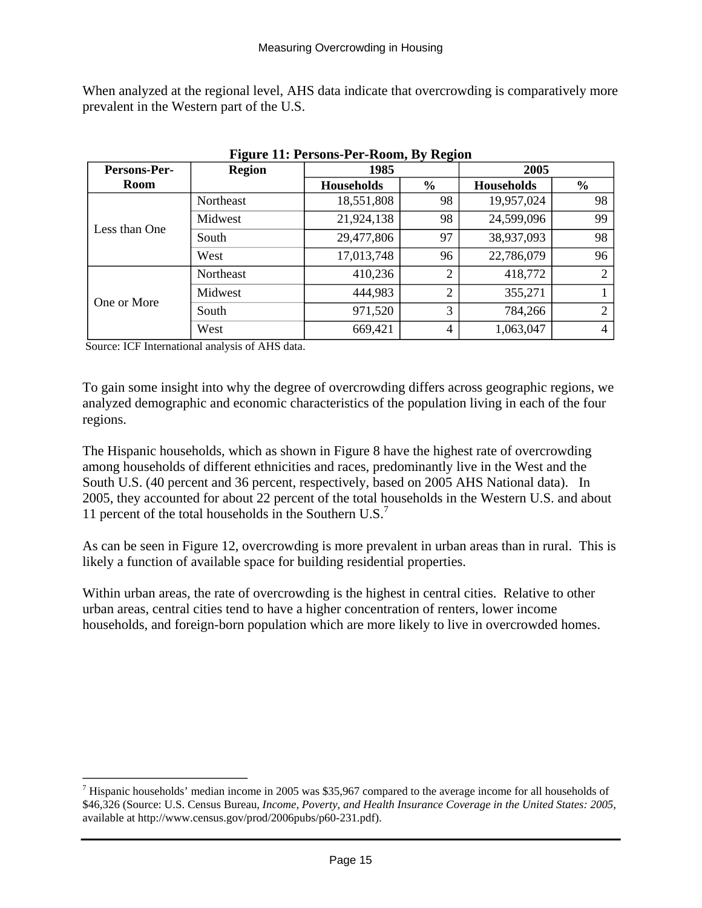When analyzed at the regional level, AHS data indicate that overcrowding is comparatively more prevalent in the Western part of the U.S.

**Figure 11: Persons-Per-Room, By Region**

| Persons-Per-Room | Region | 1985 | | 2005 | |
|---|---|---|---|---|---|
| | | Households | % | Households | % |
| Less than One | Northeast | 18,551,808 | 98 | 19,957,024 | 98 |
| | Midwest | 21,924,138 | 98 | 24,599,096 | 99 |
| | South | 29,477,806 | 97 | 38,937,093 | 98 |
| | West | 17,013,748 | 96 | 22,786,079 | 96 |
| One or More | Northeast | 410,236 | 2 | 418,772 | 2 |
| | Midwest | 444,983 | 2 | 355,271 | 1 |
| | South | 971,520 | 3 | 784,266 | 2 |
| | West | 669,421 | 4 | 1,063,047 | 4 |

Source: ICF International analysis of AHS data.

To gain some insight into why the degree of overcrowding differs across geographic regions, we analyzed demographic and economic characteristics of the population living in each of the four regions.

The Hispanic households, which as shown in Figure 8 have the highest rate of overcrowding among households of different ethnicities and races, predominantly live in the West and the South U.S. (40 percent and 36 percent, respectively, based on 2005 AHS National data). In 2005, they accounted for about 22 percent of the total households in the Western U.S. and about 11 percent of the total households in the Southern U.S.[7]

As can be seen in Figure 12, overcrowding is more prevalent in urban areas than in rural. This is likely a function of available space for building residential properties.

Within urban areas, the rate of overcrowding is the highest in central cities. Relative to other urban areas, central cities tend to have a higher concentration of renters, lower income households, and foreign-born population which are more likely to live in overcrowded homes.

[7] Hispanic households' median income in 2005 was $35,967 compared to the average income for all households of $46,326 (Source: U.S. Census Bureau, *Income, Poverty, and Health Insurance Coverage in the United States: 2005,* available at http://www.census.gov/prod/2006pubs/p60-231.pdf).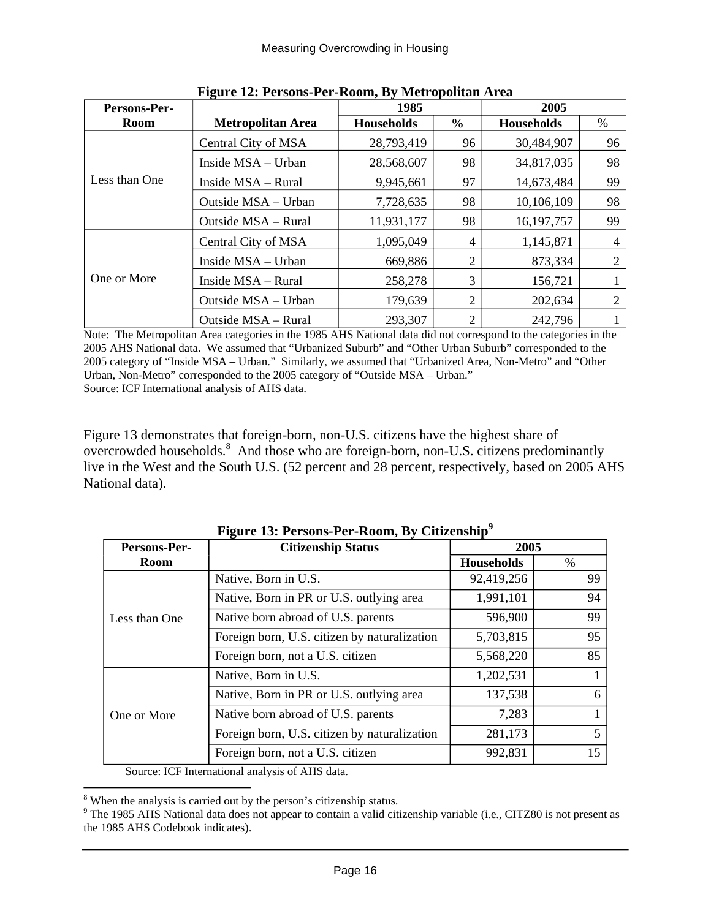**Figure 12: Persons-Per-Room, By Metropolitan Area**

| Persons-Per-Room | Metropolitan Area | 1985 | | 2005 | |
|---|---|---|---|---|---|
| | | Households | % | Households | % |
| Less than One | Central City of MSA | 28,793,419 | 96 | 30,484,907 | 96 |
| | Inside MSA – Urban | 28,568,607 | 98 | 34,817,035 | 98 |
| | Inside MSA – Rural | 9,945,661 | 97 | 14,673,484 | 99 |
| | Outside MSA – Urban | 7,728,635 | 98 | 10,106,109 | 98 |
| | Outside MSA – Rural | 11,931,177 | 98 | 16,197,757 | 99 |
| One or More | Central City of MSA | 1,095,049 | 4 | 1,145,871 | 4 |
| | Inside MSA – Urban | 669,886 | 2 | 873,334 | 2 |
| | Inside MSA – Rural | 258,278 | 3 | 156,721 | 1 |
| | Outside MSA – Urban | 179,639 | 2 | 202,634 | 2 |
| | Outside MSA – Rural | 293,307 | 2 | 242,796 | 1 |

Note: The Metropolitan Area categories in the 1985 AHS National data did not correspond to the categories in the 2005 AHS National data. We assumed that "Urbanized Suburb" and "Other Urban Suburb" corresponded to the 2005 category of "Inside MSA – Urban." Similarly, we assumed that "Urbanized Area, Non-Metro" and "Other Urban, Non-Metro" corresponded to the 2005 category of "Outside MSA – Urban."
Source: ICF International analysis of AHS data.

Figure 13 demonstrates that foreign-born, non-U.S. citizens have the highest share of overcrowded households.[8] And those who are foreign-born, non-U.S. citizens predominantly live in the West and the South U.S. (52 percent and 28 percent, respectively, based on 2005 AHS National data).

**Figure 13: Persons-Per-Room, By Citizenship[9]**

| Persons-Per-Room | Citizenship Status | 2005 | |
|---|---|---|---|
| | | Households | % |
| Less than One | Native, Born in U.S. | 92,419,256 | 99 |
| | Native, Born in PR or U.S. outlying area | 1,991,101 | 94 |
| | Native born abroad of U.S. parents | 596,900 | 99 |
| | Foreign born, U.S. citizen by naturalization | 5,703,815 | 95 |
| | Foreign born, not a U.S. citizen | 5,568,220 | 85 |
| One or More | Native, Born in U.S. | 1,202,531 | 1 |
| | Native, Born in PR or U.S. outlying area | 137,538 | 6 |
| | Native born abroad of U.S. parents | 7,283 | 1 |
| | Foreign born, U.S. citizen by naturalization | 281,173 | 5 |
| | Foreign born, not a U.S. citizen | 992,831 | 15 |

Source: ICF International analysis of AHS data.

[8] When the analysis is carried out by the person's citizenship status.

[9] The 1985 AHS National data does not appear to contain a valid citizenship variable (i.e., CITZ80 is not present as the 1985 AHS Codebook indicates).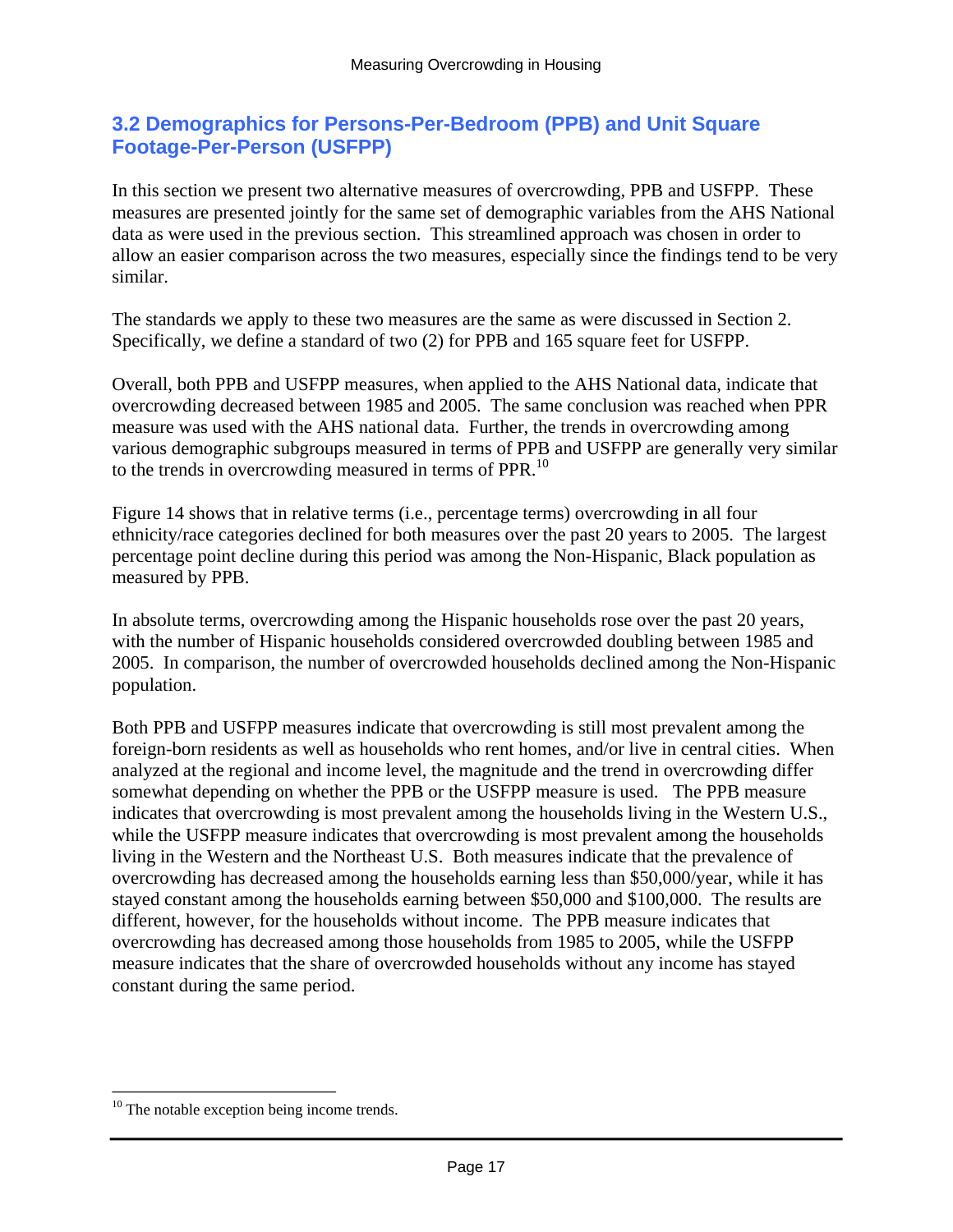## 3.2 Demographics for Persons-Per-Bedroom (PPB) and Unit Square Footage-Per-Person (USFPP)

In this section we present two alternative measures of overcrowding, PPB and USFPP. These measures are presented jointly for the same set of demographic variables from the AHS National data as were used in the previous section. This streamlined approach was chosen in order to allow an easier comparison across the two measures, especially since the findings tend to be very similar.

The standards we apply to these two measures are the same as were discussed in Section 2. Specifically, we define a standard of two (2) for PPB and 165 square feet for USFPP.

Overall, both PPB and USFPP measures, when applied to the AHS National data, indicate that overcrowding decreased between 1985 and 2005. The same conclusion was reached when PPR measure was used with the AHS national data. Further, the trends in overcrowding among various demographic subgroups measured in terms of PPB and USFPP are generally very similar to the trends in overcrowding measured in terms of PPR.[10]

Figure 14 shows that in relative terms (i.e., percentage terms) overcrowding in all four ethnicity/race categories declined for both measures over the past 20 years to 2005. The largest percentage point decline during this period was among the Non-Hispanic, Black population as measured by PPB.

In absolute terms, overcrowding among the Hispanic households rose over the past 20 years, with the number of Hispanic households considered overcrowded doubling between 1985 and 2005. In comparison, the number of overcrowded households declined among the Non-Hispanic population.

Both PPB and USFPP measures indicate that overcrowding is still most prevalent among the foreign-born residents as well as households who rent homes, and/or live in central cities. When analyzed at the regional and income level, the magnitude and the trend in overcrowding differ somewhat depending on whether the PPB or the USFPP measure is used. The PPB measure indicates that overcrowding is most prevalent among the households living in the Western U.S., while the USFPP measure indicates that overcrowding is most prevalent among the households living in the Western and the Northeast U.S. Both measures indicate that the prevalence of overcrowding has decreased among the households earning less than $50,000/year, while it has stayed constant among the households earning between $50,000 and $100,000. The results are different, however, for the households without income. The PPB measure indicates that overcrowding has decreased among those households from 1985 to 2005, while the USFPP measure indicates that the share of overcrowded households without any income has stayed constant during the same period.

---

[10] The notable exception being income trends.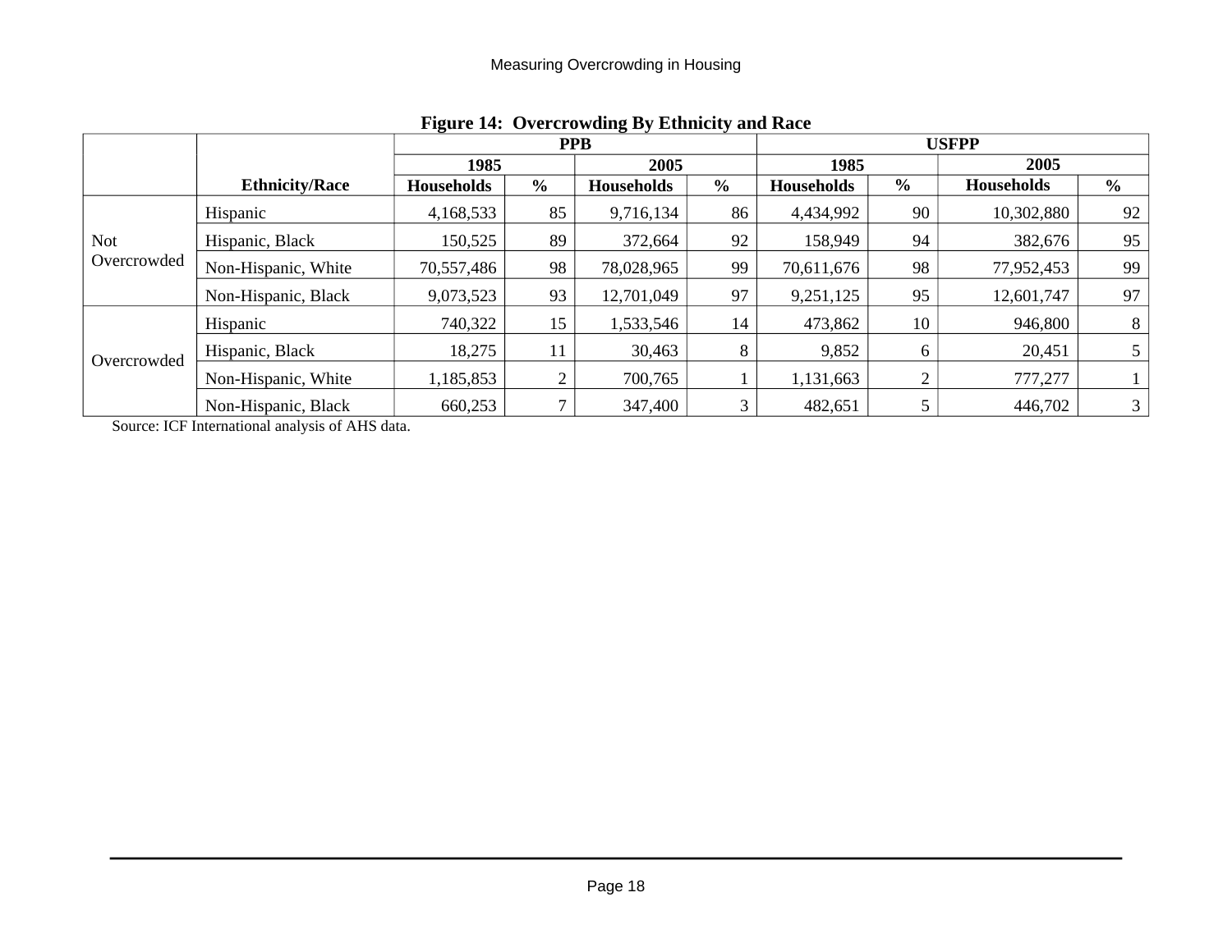**Figure 14: Overcrowding By Ethnicity and Race**

| | | PPB | | | | USFPP | | | |
|---|---|---|---|---|---|---|---|---|---|
| | | 1985 | | 2005 | | 1985 | | 2005 | |
| | **Ethnicity/Race** | **Households** | **%** | **Households** | **%** | **Households** | **%** | **Households** | **%** |
| Not Overcrowded | Hispanic | 4,168,533 | 85 | 9,716,134 | 86 | 4,434,992 | 90 | 10,302,880 | 92 |
| | Hispanic, Black | 150,525 | 89 | 372,664 | 92 | 158,949 | 94 | 382,676 | 95 |
| | Non-Hispanic, White | 70,557,486 | 98 | 78,028,965 | 99 | 70,611,676 | 98 | 77,952,453 | 99 |
| | Non-Hispanic, Black | 9,073,523 | 93 | 12,701,049 | 97 | 9,251,125 | 95 | 12,601,747 | 97 |
| Overcrowded | Hispanic | 740,322 | 15 | 1,533,546 | 14 | 473,862 | 10 | 946,800 | 8 |
| | Hispanic, Black | 18,275 | 11 | 30,463 | 8 | 9,852 | 6 | 20,451 | 5 |
| | Non-Hispanic, White | 1,185,853 | 2 | 700,765 | 1 | 1,131,663 | 2 | 777,277 | 1 |
| | Non-Hispanic, Black | 660,253 | 7 | 347,400 | 3 | 482,651 | 5 | 446,702 | 3 |

Source: ICF International analysis of AHS data.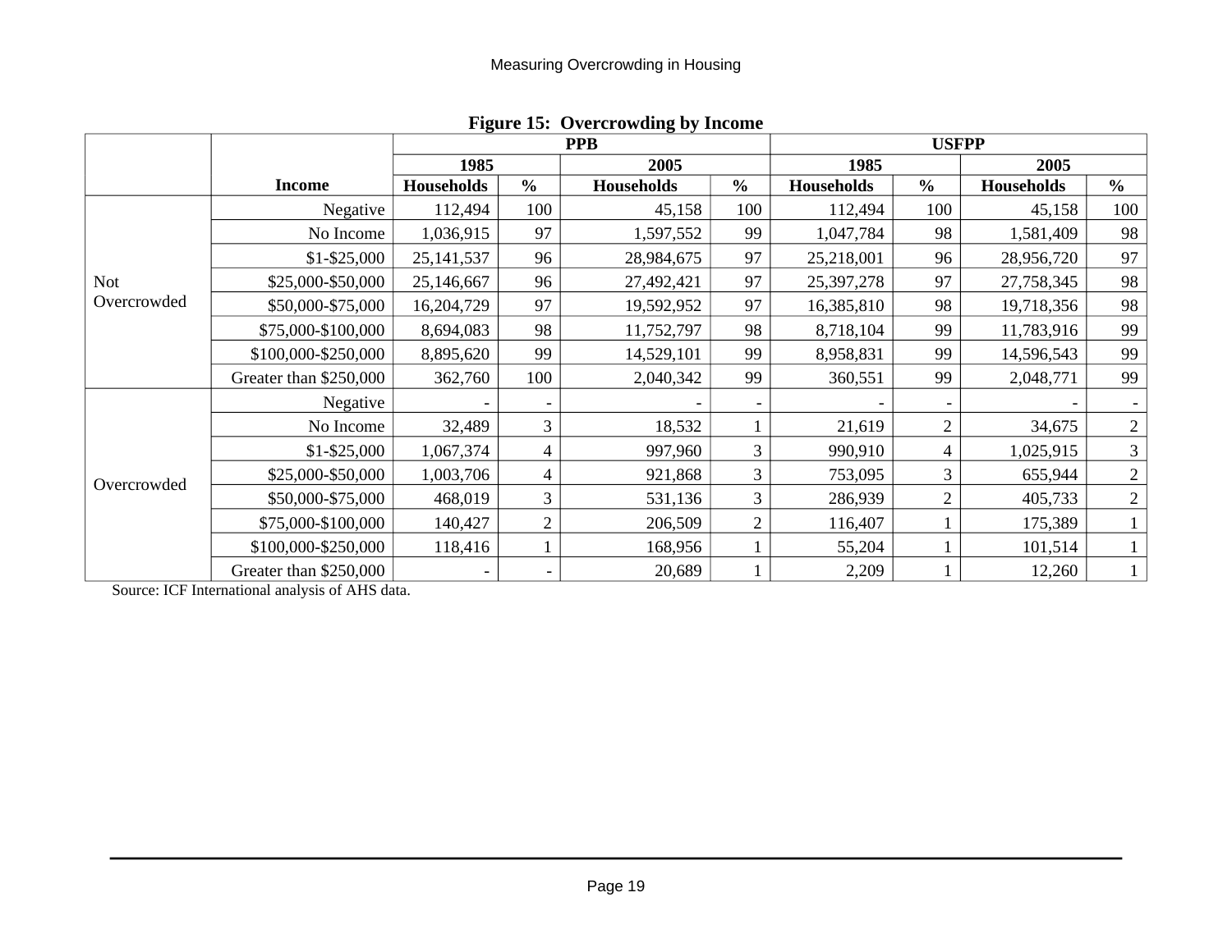**Figure 15: Overcrowding by Income**

| | Income | PPB | | | | USFPP | | | |
|---|---|---|---|---|---|---|---|---|---|
| | | 1985 | | 2005 | | 1985 | | 2005 | |
| | | Households | % | Households | % | Households | % | Households | % |
| Not Overcrowded | Negative | 112,494 | 100 | 45,158 | 100 | 112,494 | 100 | 45,158 | 100 |
| | No Income | 1,036,915 | 97 | 1,597,552 | 99 | 1,047,784 | 98 | 1,581,409 | 98 |
| | $1-$25,000 | 25,141,537 | 96 | 28,984,675 | 97 | 25,218,001 | 96 | 28,956,720 | 97 |
| | $25,000-$50,000 | 25,146,667 | 96 | 27,492,421 | 97 | 25,397,278 | 97 | 27,758,345 | 98 |
| | $50,000-$75,000 | 16,204,729 | 97 | 19,592,952 | 97 | 16,385,810 | 98 | 19,718,356 | 98 |
| | $75,000-$100,000 | 8,694,083 | 98 | 11,752,797 | 98 | 8,718,104 | 99 | 11,783,916 | 99 |
| | $100,000-$250,000 | 8,895,620 | 99 | 14,529,101 | 99 | 8,958,831 | 99 | 14,596,543 | 99 |
| | Greater than $250,000 | 362,760 | 100 | 2,040,342 | 99 | 360,551 | 99 | 2,048,771 | 99 |
| Overcrowded | Negative | - | - | - | - | - | - | - | - |
| | No Income | 32,489 | 3 | 18,532 | 1 | 21,619 | 2 | 34,675 | 2 |
| | $1-$25,000 | 1,067,374 | 4 | 997,960 | 3 | 990,910 | 4 | 1,025,915 | 3 |
| | $25,000-$50,000 | 1,003,706 | 4 | 921,868 | 3 | 753,095 | 3 | 655,944 | 2 |
| | $50,000-$75,000 | 468,019 | 3 | 531,136 | 3 | 286,939 | 2 | 405,733 | 2 |
| | $75,000-$100,000 | 140,427 | 2 | 206,509 | 2 | 116,407 | 1 | 175,389 | 1 |
| | $100,000-$250,000 | 118,416 | 1 | 168,956 | 1 | 55,204 | 1 | 101,514 | 1 |
| | Greater than $250,000 | - | - | 20,689 | 1 | 2,209 | 1 | 12,260 | 1 |

Source: ICF International analysis of AHS data.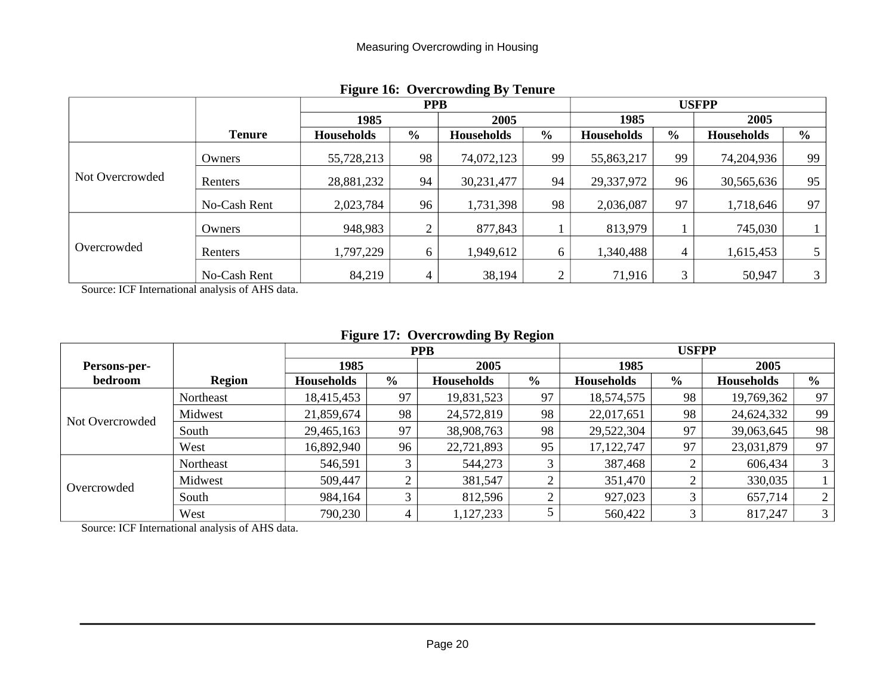**Figure 16: Overcrowding By Tenure**

| | | PPB | | | | USFPP | | | |
|---|---|---|---|---|---|---|---|---|---|
| | | 1985 | | 2005 | | 1985 | | 2005 | |
| | Tenure | Households | % | Households | % | Households | % | Households | % |
| Not Overcrowded | Owners | 55,728,213 | 98 | 74,072,123 | 99 | 55,863,217 | 99 | 74,204,936 | 99 |
| | Renters | 28,881,232 | 94 | 30,231,477 | 94 | 29,337,972 | 96 | 30,565,636 | 95 |
| | No-Cash Rent | 2,023,784 | 96 | 1,731,398 | 98 | 2,036,087 | 97 | 1,718,646 | 97 |
| Overcrowded | Owners | 948,983 | 2 | 877,843 | 1 | 813,979 | 1 | 745,030 | 1 |
| | Renters | 1,797,229 | 6 | 1,949,612 | 6 | 1,340,488 | 4 | 1,615,453 | 5 |
| | No-Cash Rent | 84,219 | 4 | 38,194 | 2 | 71,916 | 3 | 50,947 | 3 |

Source: ICF International analysis of AHS data.

**Figure 17: Overcrowding By Region**

| | | PPB | | | | USFPP | | | |
|---|---|---|---|---|---|---|---|---|---|
| Persons-per- | | 1985 | | 2005 | | 1985 | | 2005 | |
| bedroom | Region | Households | % | Households | % | Households | % | Households | % |
| Not Overcrowded | Northeast | 18,415,453 | 97 | 19,831,523 | 97 | 18,574,575 | 98 | 19,769,362 | 97 |
| | Midwest | 21,859,674 | 98 | 24,572,819 | 98 | 22,017,651 | 98 | 24,624,332 | 99 |
| | South | 29,465,163 | 97 | 38,908,763 | 98 | 29,522,304 | 97 | 39,063,645 | 98 |
| | West | 16,892,940 | 96 | 22,721,893 | 95 | 17,122,747 | 97 | 23,031,879 | 97 |
| Overcrowded | Northeast | 546,591 | 3 | 544,273 | 3 | 387,468 | 2 | 606,434 | 3 |
| | Midwest | 509,447 | 2 | 381,547 | 2 | 351,470 | 2 | 330,035 | 1 |
| | South | 984,164 | 3 | 812,596 | 2 | 927,023 | 3 | 657,714 | 2 |
| | West | 790,230 | 4 | 1,127,233 | 5 | 560,422 | 3 | 817,247 | 3 |

Source: ICF International analysis of AHS data.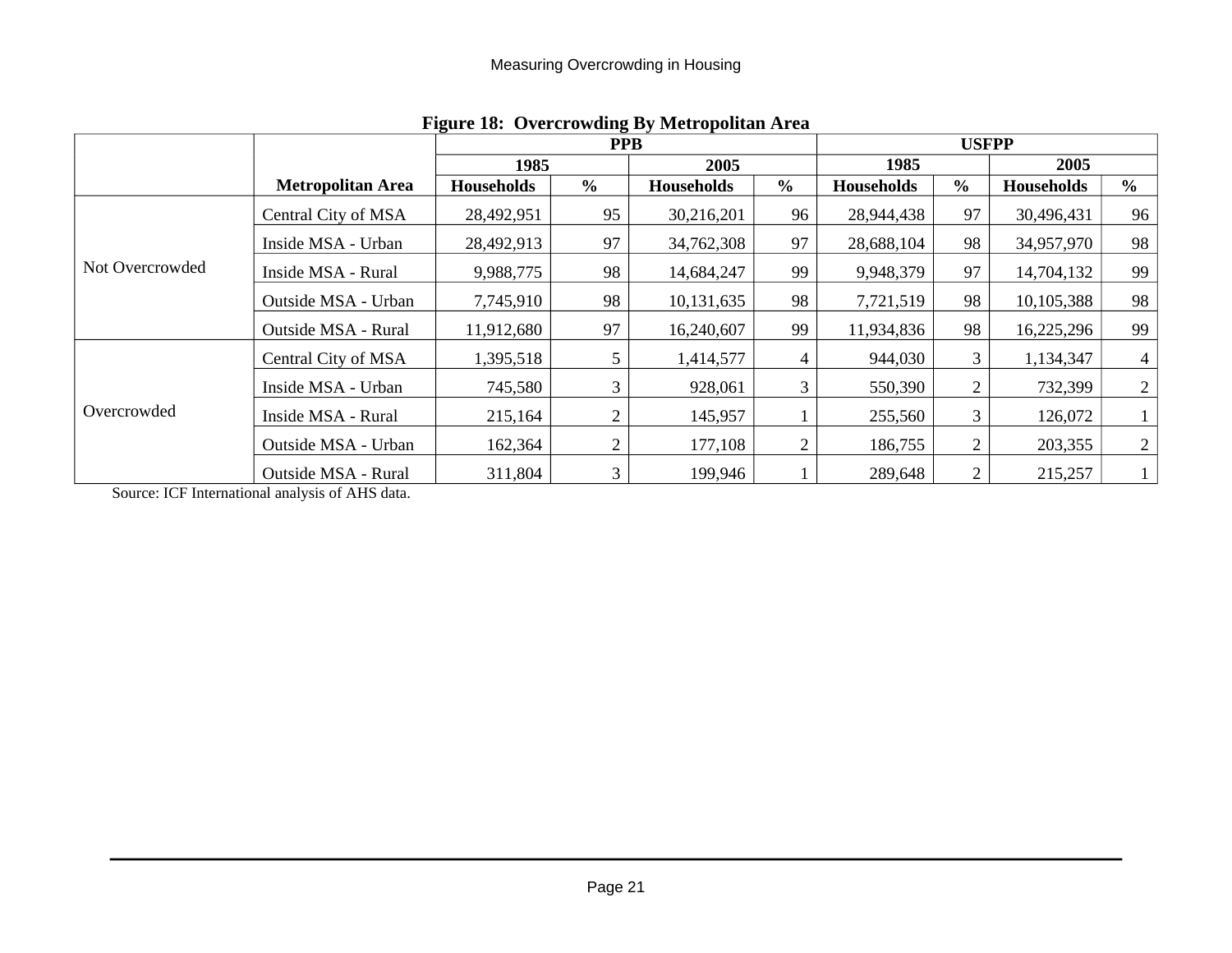**Figure 18: Overcrowding By Metropolitan Area**

| | Metropolitan Area | PPB | | | | USFPP | | | |
|---|---|---|---|---|---|---|---|---|---|
| | | 1985 | | 2005 | | 1985 | | 2005 | |
| | | Households | % | Households | % | Households | % | Households | % |
| Not Overcrowded | Central City of MSA | 28,492,951 | 95 | 30,216,201 | 96 | 28,944,438 | 97 | 30,496,431 | 96 |
| | Inside MSA - Urban | 28,492,913 | 97 | 34,762,308 | 97 | 28,688,104 | 98 | 34,957,970 | 98 |
| | Inside MSA - Rural | 9,988,775 | 98 | 14,684,247 | 99 | 9,948,379 | 97 | 14,704,132 | 99 |
| | Outside MSA - Urban | 7,745,910 | 98 | 10,131,635 | 98 | 7,721,519 | 98 | 10,105,388 | 98 |
| | Outside MSA - Rural | 11,912,680 | 97 | 16,240,607 | 99 | 11,934,836 | 98 | 16,225,296 | 99 |
| Overcrowded | Central City of MSA | 1,395,518 | 5 | 1,414,577 | 4 | 944,030 | 3 | 1,134,347 | 4 |
| | Inside MSA - Urban | 745,580 | 3 | 928,061 | 3 | 550,390 | 2 | 732,399 | 2 |
| | Inside MSA - Rural | 215,164 | 2 | 145,957 | 1 | 255,560 | 3 | 126,072 | 1 |
| | Outside MSA - Urban | 162,364 | 2 | 177,108 | 2 | 186,755 | 2 | 203,355 | 2 |
| | Outside MSA - Rural | 311,804 | 3 | 199,946 | 1 | 289,648 | 2 | 215,257 | 1 |

Source: ICF International analysis of AHS data.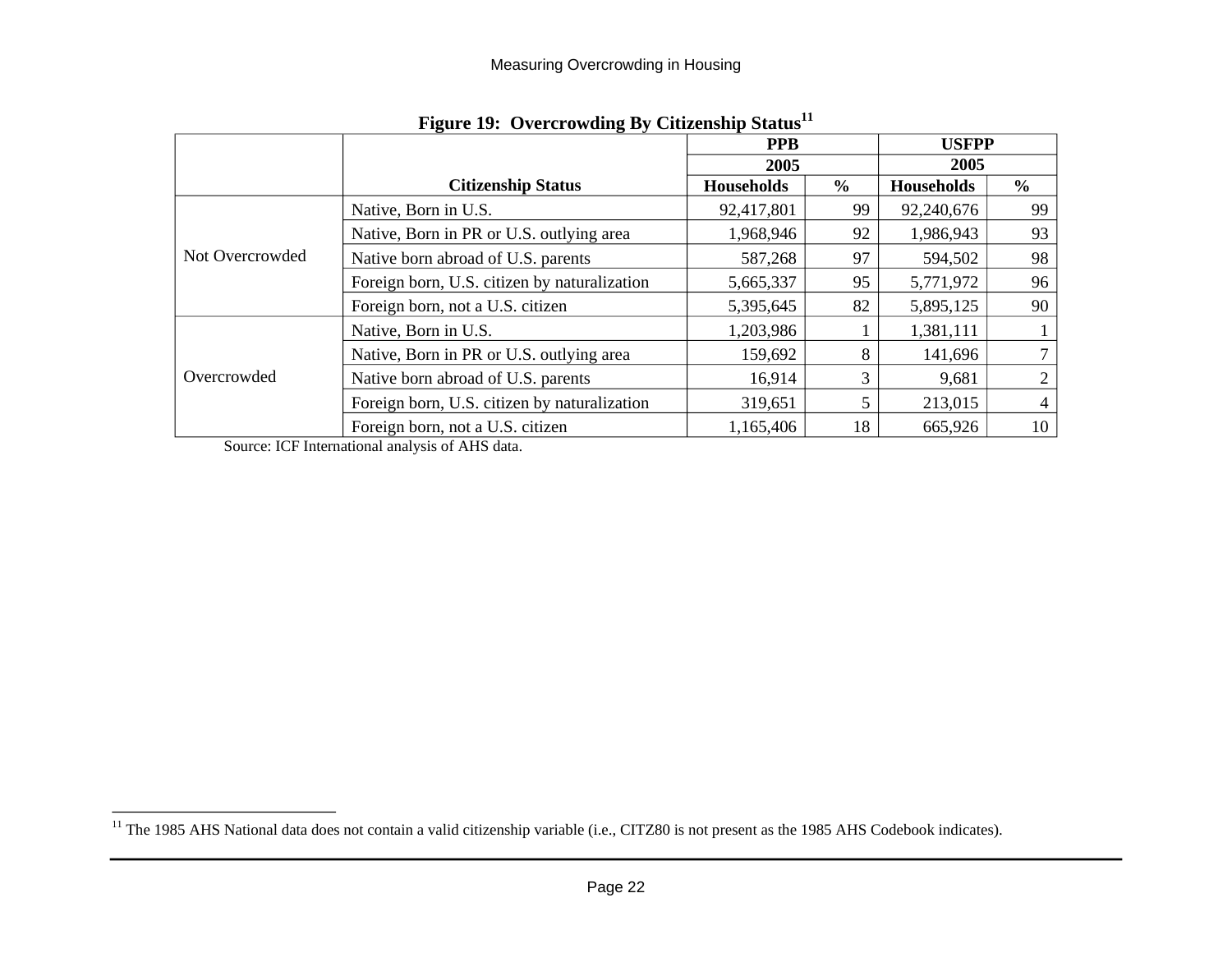**Figure 19: Overcrowding By Citizenship Status[11]**

| | Citizenship Status | PPB 2005 Households | PPB 2005 % | USFPP 2005 Households | USFPP 2005 % |
|---|---|---|---|---|---|
| Not Overcrowded | Native, Born in U.S. | 92,417,801 | 99 | 92,240,676 | 99 |
| | Native, Born in PR or U.S. outlying area | 1,968,946 | 92 | 1,986,943 | 93 |
| | Native born abroad of U.S. parents | 587,268 | 97 | 594,502 | 98 |
| | Foreign born, U.S. citizen by naturalization | 5,665,337 | 95 | 5,771,972 | 96 |
| | Foreign born, not a U.S. citizen | 5,395,645 | 82 | 5,895,125 | 90 |
| Overcrowded | Native, Born in U.S. | 1,203,986 | 1 | 1,381,111 | 1 |
| | Native, Born in PR or U.S. outlying area | 159,692 | 8 | 141,696 | 7 |
| | Native born abroad of U.S. parents | 16,914 | 3 | 9,681 | 2 |
| | Foreign born, U.S. citizen by naturalization | 319,651 | 5 | 213,015 | 4 |
| | Foreign born, not a U.S. citizen | 1,165,406 | 18 | 665,926 | 10 |

Source: ICF International analysis of AHS data.

[11] The 1985 AHS National data does not contain a valid citizenship variable (i.e., CITZ80 is not present as the 1985 AHS Codebook indicates).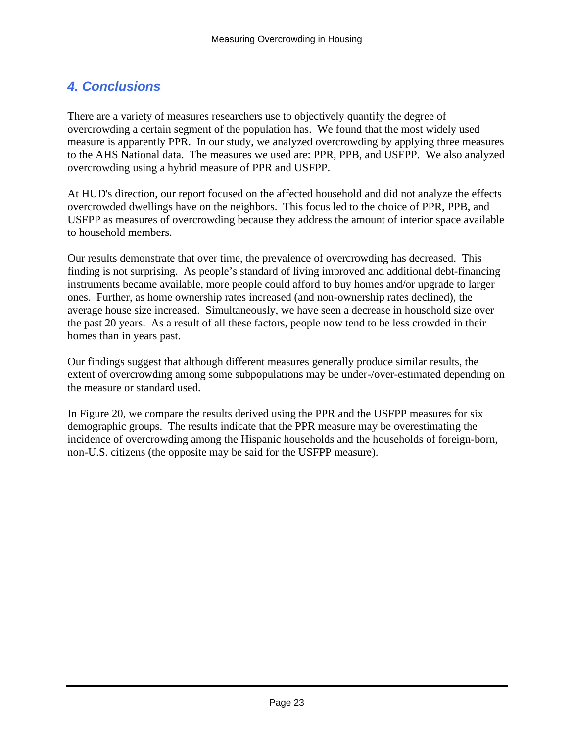## *4. Conclusions*

There are a variety of measures researchers use to objectively quantify the degree of overcrowding a certain segment of the population has. We found that the most widely used measure is apparently PPR. In our study, we analyzed overcrowding by applying three measures to the AHS National data. The measures we used are: PPR, PPB, and USFPP. We also analyzed overcrowding using a hybrid measure of PPR and USFPP.

At HUD's direction, our report focused on the affected household and did not analyze the effects overcrowded dwellings have on the neighbors. This focus led to the choice of PPR, PPB, and USFPP as measures of overcrowding because they address the amount of interior space available to household members.

Our results demonstrate that over time, the prevalence of overcrowding has decreased. This finding is not surprising. As people's standard of living improved and additional debt-financing instruments became available, more people could afford to buy homes and/or upgrade to larger ones. Further, as home ownership rates increased (and non-ownership rates declined), the average house size increased. Simultaneously, we have seen a decrease in household size over the past 20 years. As a result of all these factors, people now tend to be less crowded in their homes than in years past.

Our findings suggest that although different measures generally produce similar results, the extent of overcrowding among some subpopulations may be under-/over-estimated depending on the measure or standard used.

In Figure 20, we compare the results derived using the PPR and the USFPP measures for six demographic groups. The results indicate that the PPR measure may be overestimating the incidence of overcrowding among the Hispanic households and the households of foreign-born, non-U.S. citizens (the opposite may be said for the USFPP measure).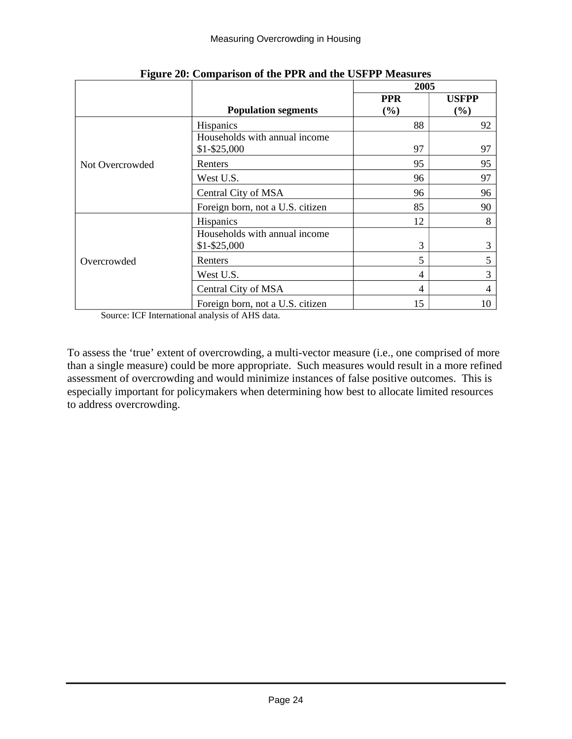**Figure 20: Comparison of the PPR and the USFPP Measures**

| | Population segments | 2005 | |
|---|---|---|---|
| | | PPR (%) | USFPP (%) |
| Not Overcrowded | Hispanics | 88 | 92 |
| | Households with annual income $1-$25,000 | 97 | 97 |
| | Renters | 95 | 95 |
| | West U.S. | 96 | 97 |
| | Central City of MSA | 96 | 96 |
| | Foreign born, not a U.S. citizen | 85 | 90 |
| Overcrowded | Hispanics | 12 | 8 |
| | Households with annual income $1-$25,000 | 3 | 3 |
| | Renters | 5 | 5 |
| | West U.S. | 4 | 3 |
| | Central City of MSA | 4 | 4 |
| | Foreign born, not a U.S. citizen | 15 | 10 |

Source: ICF International analysis of AHS data.

To assess the 'true' extent of overcrowding, a multi-vector measure (i.e., one comprised of more than a single measure) could be more appropriate. Such measures would result in a more refined assessment of overcrowding and would minimize instances of false positive outcomes. This is especially important for policymakers when determining how best to allocate limited resources to address overcrowding.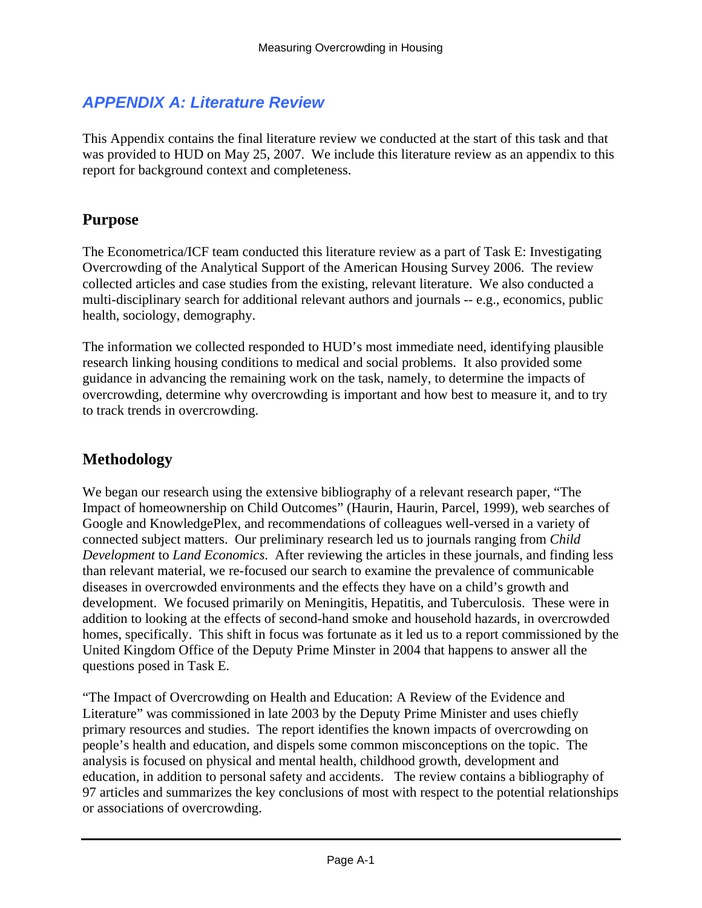# *APPENDIX A: Literature Review*

This Appendix contains the final literature review we conducted at the start of this task and that was provided to HUD on May 25, 2007. We include this literature review as an appendix to this report for background context and completeness.

## Purpose

The Econometrica/ICF team conducted this literature review as a part of Task E: Investigating Overcrowding of the Analytical Support of the American Housing Survey 2006. The review collected articles and case studies from the existing, relevant literature. We also conducted a multi-disciplinary search for additional relevant authors and journals -- e.g., economics, public health, sociology, demography.

The information we collected responded to HUD's most immediate need, identifying plausible research linking housing conditions to medical and social problems. It also provided some guidance in advancing the remaining work on the task, namely, to determine the impacts of overcrowding, determine why overcrowding is important and how best to measure it, and to try to track trends in overcrowding.

## Methodology

We began our research using the extensive bibliography of a relevant research paper, "The Impact of homeownership on Child Outcomes" (Haurin, Haurin, Parcel, 1999), web searches of Google and KnowledgePlex, and recommendations of colleagues well-versed in a variety of connected subject matters. Our preliminary research led us to journals ranging from *Child Development* to *Land Economics*. After reviewing the articles in these journals, and finding less than relevant material, we re-focused our search to examine the prevalence of communicable diseases in overcrowded environments and the effects they have on a child's growth and development. We focused primarily on Meningitis, Hepatitis, and Tuberculosis. These were in addition to looking at the effects of second-hand smoke and household hazards, in overcrowded homes, specifically. This shift in focus was fortunate as it led us to a report commissioned by the United Kingdom Office of the Deputy Prime Minster in 2004 that happens to answer all the questions posed in Task E.

"The Impact of Overcrowding on Health and Education: A Review of the Evidence and Literature" was commissioned in late 2003 by the Deputy Prime Minister and uses chiefly primary resources and studies. The report identifies the known impacts of overcrowding on people's health and education, and dispels some common misconceptions on the topic. The analysis is focused on physical and mental health, childhood growth, development and education, in addition to personal safety and accidents. The review contains a bibliography of 97 articles and summarizes the key conclusions of most with respect to the potential relationships or associations of overcrowding.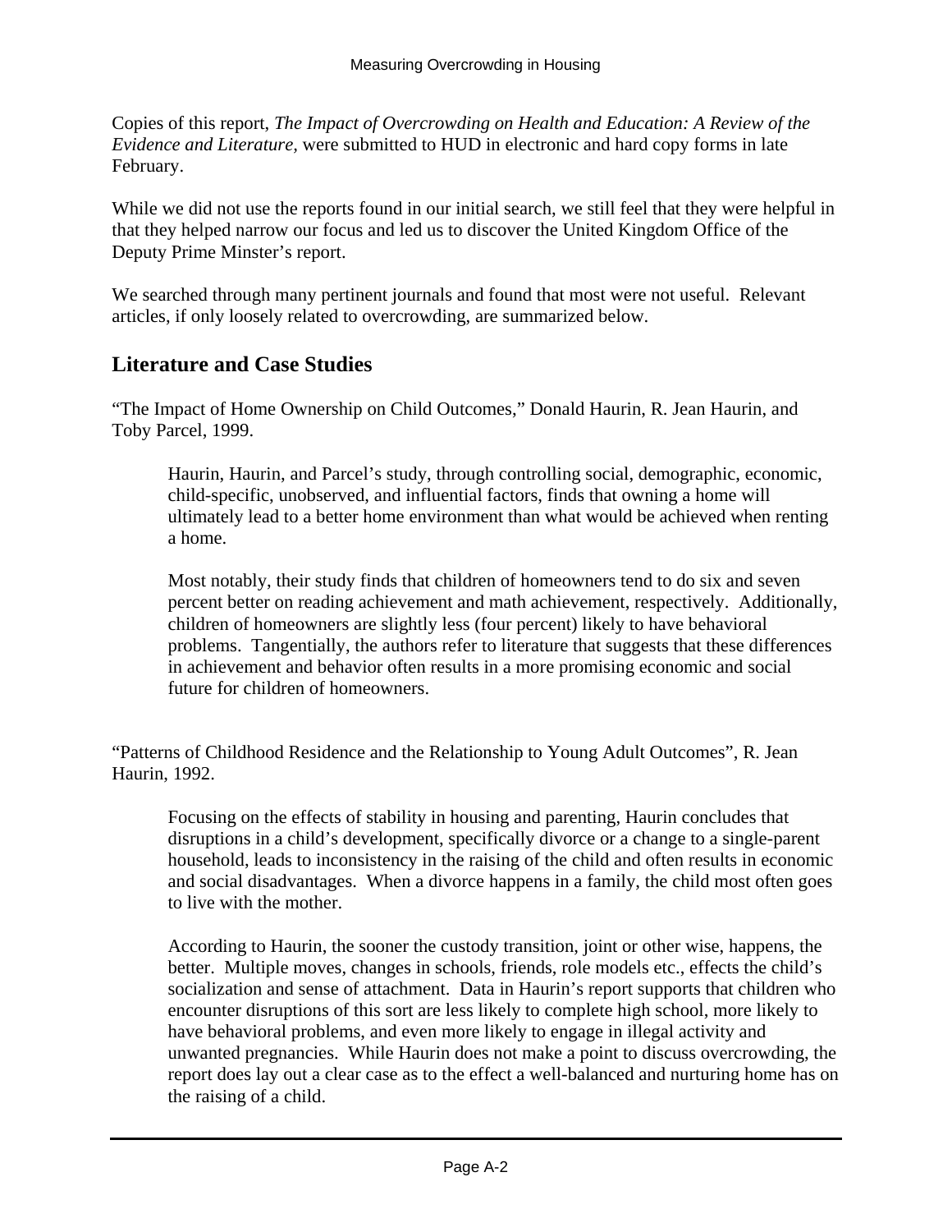Copies of this report, *The Impact of Overcrowding on Health and Education: A Review of the Evidence and Literature*, were submitted to HUD in electronic and hard copy forms in late February.

While we did not use the reports found in our initial search, we still feel that they were helpful in that they helped narrow our focus and led us to discover the United Kingdom Office of the Deputy Prime Minster's report.

We searched through many pertinent journals and found that most were not useful. Relevant articles, if only loosely related to overcrowding, are summarized below.

## Literature and Case Studies

"The Impact of Home Ownership on Child Outcomes," Donald Haurin, R. Jean Haurin, and Toby Parcel, 1999.

> Haurin, Haurin, and Parcel's study, through controlling social, demographic, economic, child-specific, unobserved, and influential factors, finds that owning a home will ultimately lead to a better home environment than what would be achieved when renting a home.
>
> Most notably, their study finds that children of homeowners tend to do six and seven percent better on reading achievement and math achievement, respectively. Additionally, children of homeowners are slightly less (four percent) likely to have behavioral problems. Tangentially, the authors refer to literature that suggests that these differences in achievement and behavior often results in a more promising economic and social future for children of homeowners.

"Patterns of Childhood Residence and the Relationship to Young Adult Outcomes", R. Jean Haurin, 1992.

> Focusing on the effects of stability in housing and parenting, Haurin concludes that disruptions in a child's development, specifically divorce or a change to a single-parent household, leads to inconsistency in the raising of the child and often results in economic and social disadvantages. When a divorce happens in a family, the child most often goes to live with the mother.
>
> According to Haurin, the sooner the custody transition, joint or other wise, happens, the better. Multiple moves, changes in schools, friends, role models etc., effects the child's socialization and sense of attachment. Data in Haurin's report supports that children who encounter disruptions of this sort are less likely to complete high school, more likely to have behavioral problems, and even more likely to engage in illegal activity and unwanted pregnancies. While Haurin does not make a point to discuss overcrowding, the report does lay out a clear case as to the effect a well-balanced and nurturing home has on the raising of a child.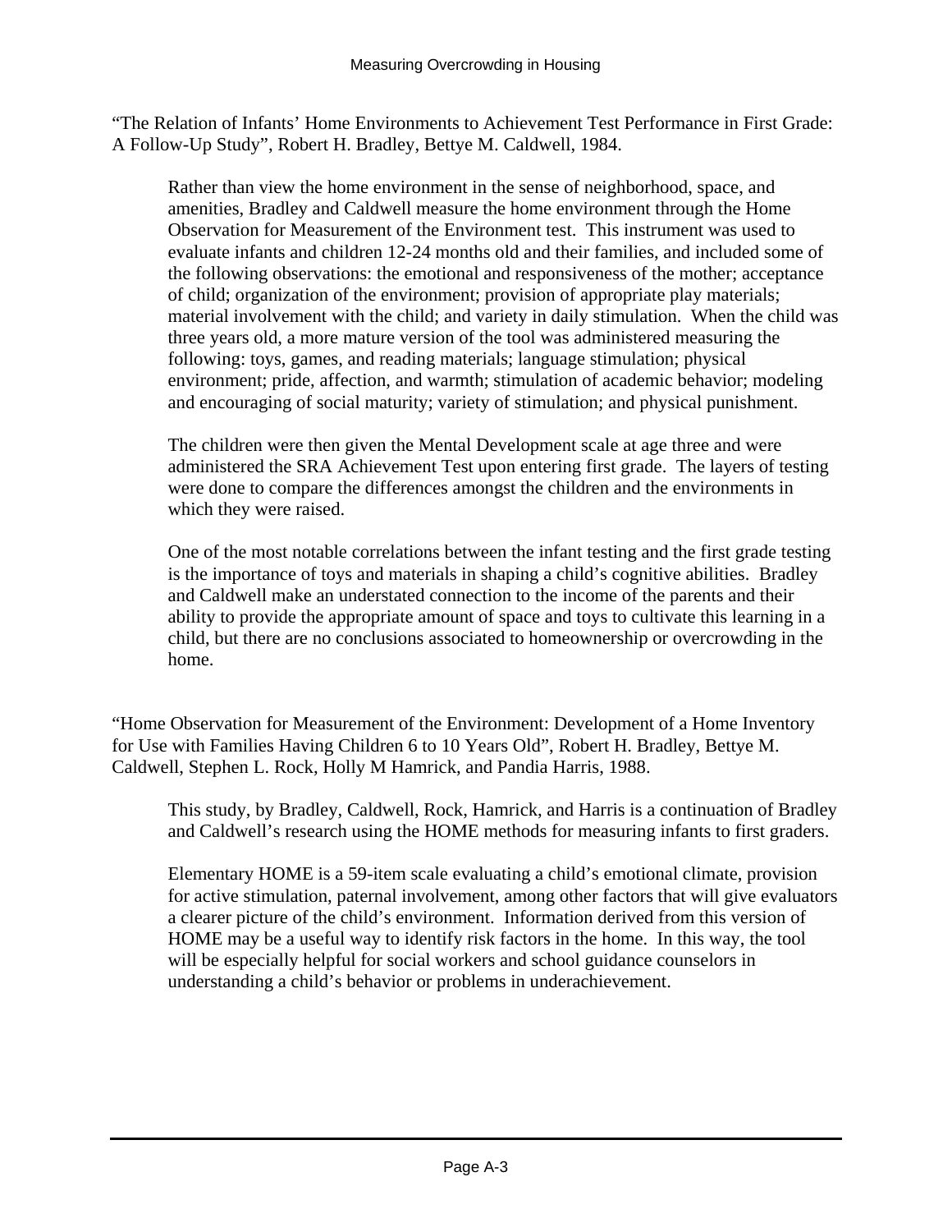“The Relation of Infants’ Home Environments to Achievement Test Performance in First Grade: A Follow-Up Study”, Robert H. Bradley, Bettye M. Caldwell, 1984.

> Rather than view the home environment in the sense of neighborhood, space, and amenities, Bradley and Caldwell measure the home environment through the Home Observation for Measurement of the Environment test. This instrument was used to evaluate infants and children 12-24 months old and their families, and included some of the following observations: the emotional and responsiveness of the mother; acceptance of child; organization of the environment; provision of appropriate play materials; material involvement with the child; and variety in daily stimulation. When the child was three years old, a more mature version of the tool was administered measuring the following: toys, games, and reading materials; language stimulation; physical environment; pride, affection, and warmth; stimulation of academic behavior; modeling and encouraging of social maturity; variety of stimulation; and physical punishment.
>
> The children were then given the Mental Development scale at age three and were administered the SRA Achievement Test upon entering first grade. The layers of testing were done to compare the differences amongst the children and the environments in which they were raised.
>
> One of the most notable correlations between the infant testing and the first grade testing is the importance of toys and materials in shaping a child’s cognitive abilities. Bradley and Caldwell make an understated connection to the income of the parents and their ability to provide the appropriate amount of space and toys to cultivate this learning in a child, but there are no conclusions associated to homeownership or overcrowding in the home.

“Home Observation for Measurement of the Environment: Development of a Home Inventory for Use with Families Having Children 6 to 10 Years Old”, Robert H. Bradley, Bettye M. Caldwell, Stephen L. Rock, Holly M Hamrick, and Pandia Harris, 1988.

> This study, by Bradley, Caldwell, Rock, Hamrick, and Harris is a continuation of Bradley and Caldwell’s research using the HOME methods for measuring infants to first graders.
>
> Elementary HOME is a 59-item scale evaluating a child’s emotional climate, provision for active stimulation, paternal involvement, among other factors that will give evaluators a clearer picture of the child’s environment. Information derived from this version of HOME may be a useful way to identify risk factors in the home. In this way, the tool will be especially helpful for social workers and school guidance counselors in understanding a child’s behavior or problems in underachievement.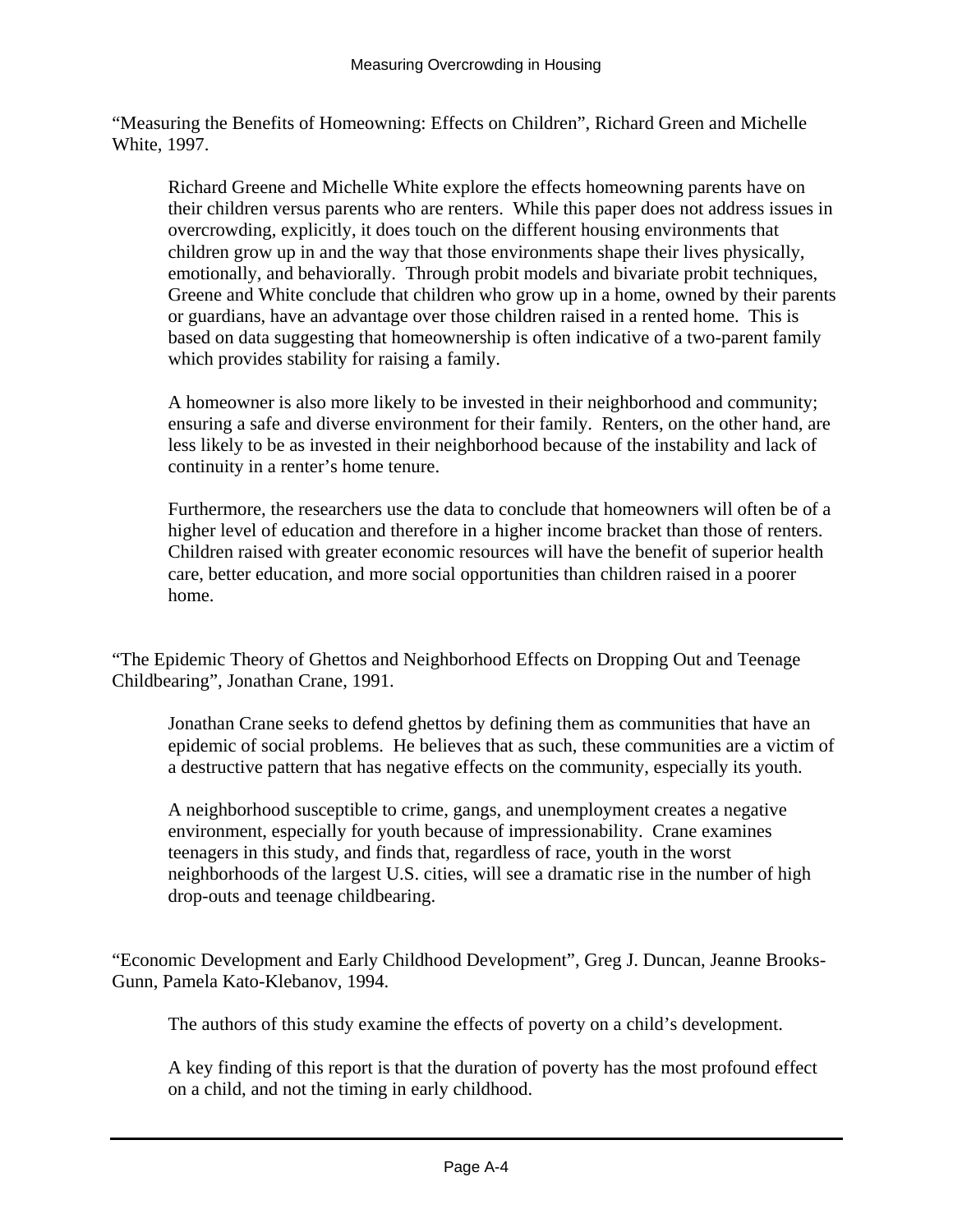"Measuring the Benefits of Homeowning: Effects on Children", Richard Green and Michelle White, 1997.

> Richard Greene and Michelle White explore the effects homeowning parents have on their children versus parents who are renters. While this paper does not address issues in overcrowding, explicitly, it does touch on the different housing environments that children grow up in and the way that those environments shape their lives physically, emotionally, and behaviorally. Through probit models and bivariate probit techniques, Greene and White conclude that children who grow up in a home, owned by their parents or guardians, have an advantage over those children raised in a rented home. This is based on data suggesting that homeownership is often indicative of a two-parent family which provides stability for raising a family.
>
> A homeowner is also more likely to be invested in their neighborhood and community; ensuring a safe and diverse environment for their family. Renters, on the other hand, are less likely to be as invested in their neighborhood because of the instability and lack of continuity in a renter's home tenure.
>
> Furthermore, the researchers use the data to conclude that homeowners will often be of a higher level of education and therefore in a higher income bracket than those of renters. Children raised with greater economic resources will have the benefit of superior health care, better education, and more social opportunities than children raised in a poorer home.

"The Epidemic Theory of Ghettos and Neighborhood Effects on Dropping Out and Teenage Childbearing", Jonathan Crane, 1991.

> Jonathan Crane seeks to defend ghettos by defining them as communities that have an epidemic of social problems. He believes that as such, these communities are a victim of a destructive pattern that has negative effects on the community, especially its youth.
>
> A neighborhood susceptible to crime, gangs, and unemployment creates a negative environment, especially for youth because of impressionability. Crane examines teenagers in this study, and finds that, regardless of race, youth in the worst neighborhoods of the largest U.S. cities, will see a dramatic rise in the number of high drop-outs and teenage childbearing.

"Economic Development and Early Childhood Development", Greg J. Duncan, Jeanne Brooks-Gunn, Pamela Kato-Klebanov, 1994.

> The authors of this study examine the effects of poverty on a child's development.
>
> A key finding of this report is that the duration of poverty has the most profound effect on a child, and not the timing in early childhood.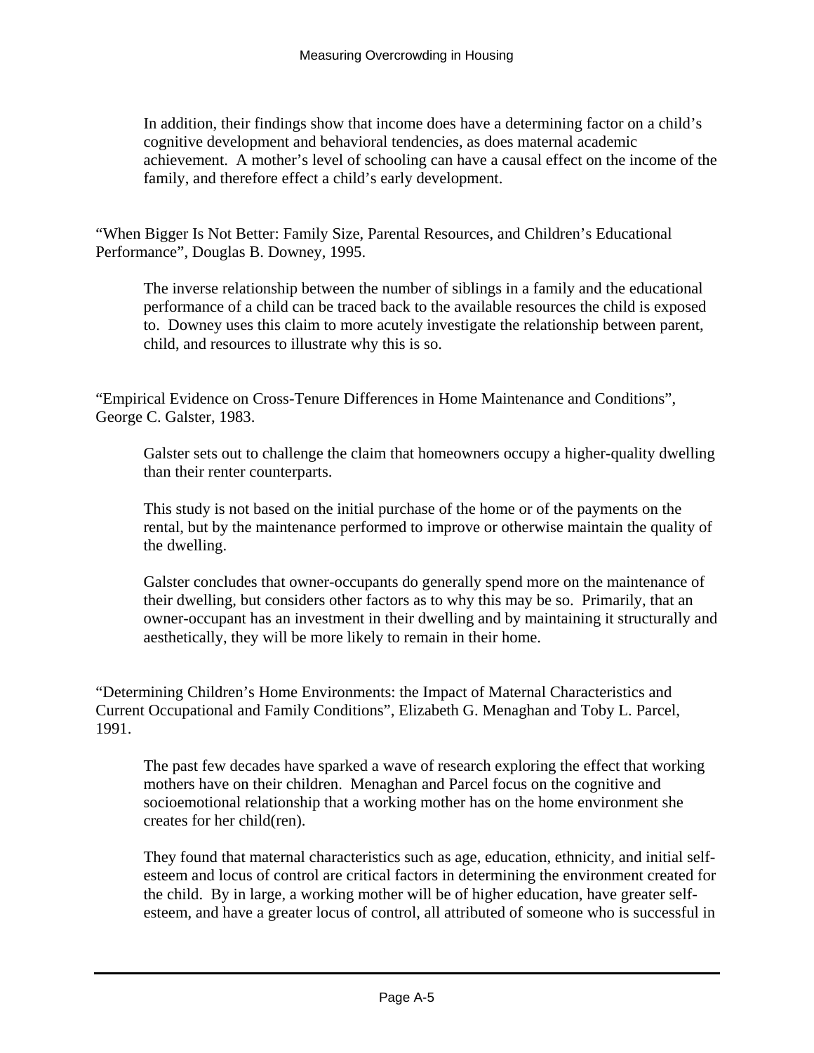In addition, their findings show that income does have a determining factor on a child's cognitive development and behavioral tendencies, as does maternal academic achievement. A mother's level of schooling can have a causal effect on the income of the family, and therefore effect a child's early development.

"When Bigger Is Not Better: Family Size, Parental Resources, and Children's Educational Performance", Douglas B. Downey, 1995.

The inverse relationship between the number of siblings in a family and the educational performance of a child can be traced back to the available resources the child is exposed to. Downey uses this claim to more acutely investigate the relationship between parent, child, and resources to illustrate why this is so.

"Empirical Evidence on Cross-Tenure Differences in Home Maintenance and Conditions", George C. Galster, 1983.

Galster sets out to challenge the claim that homeowners occupy a higher-quality dwelling than their renter counterparts.

This study is not based on the initial purchase of the home or of the payments on the rental, but by the maintenance performed to improve or otherwise maintain the quality of the dwelling.

Galster concludes that owner-occupants do generally spend more on the maintenance of their dwelling, but considers other factors as to why this may be so. Primarily, that an owner-occupant has an investment in their dwelling and by maintaining it structurally and aesthetically, they will be more likely to remain in their home.

"Determining Children's Home Environments: the Impact of Maternal Characteristics and Current Occupational and Family Conditions", Elizabeth G. Menaghan and Toby L. Parcel, 1991.

The past few decades have sparked a wave of research exploring the effect that working mothers have on their children. Menaghan and Parcel focus on the cognitive and socioemotional relationship that a working mother has on the home environment she creates for her child(ren).

They found that maternal characteristics such as age, education, ethnicity, and initial self-esteem and locus of control are critical factors in determining the environment created for the child. By in large, a working mother will be of higher education, have greater self-esteem, and have a greater locus of control, all attributed of someone who is successful in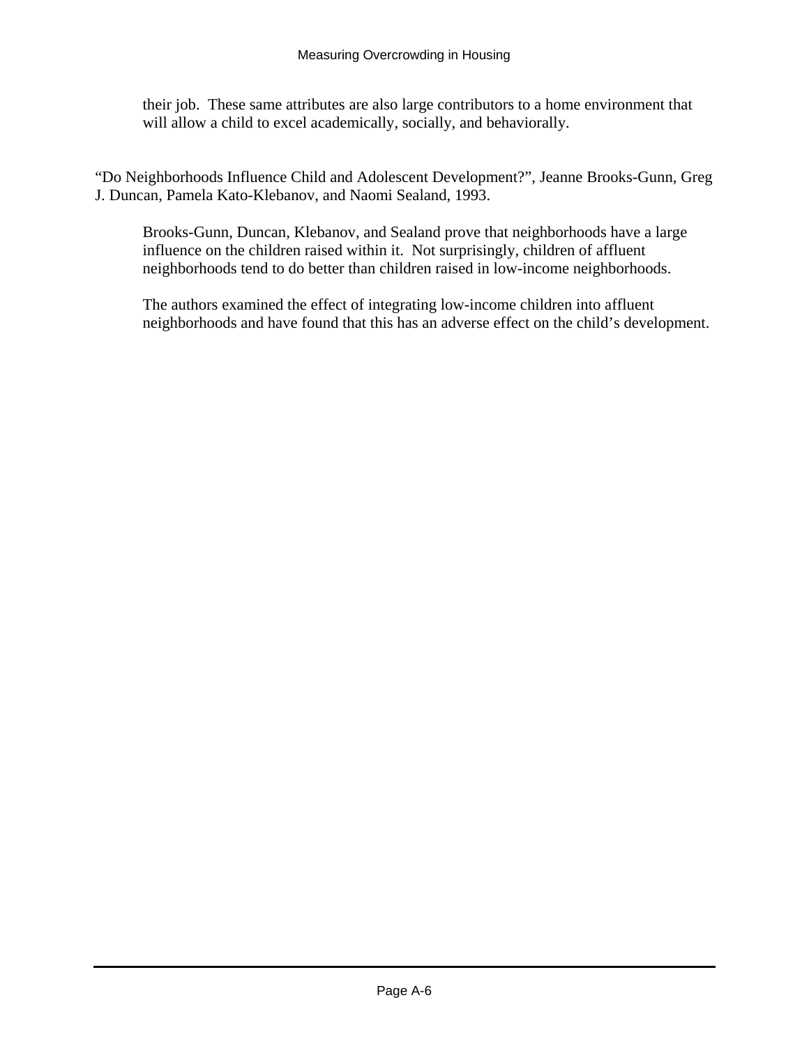their job. These same attributes are also large contributors to a home environment that will allow a child to excel academically, socially, and behaviorally.

"Do Neighborhoods Influence Child and Adolescent Development?", Jeanne Brooks-Gunn, Greg J. Duncan, Pamela Kato-Klebanov, and Naomi Sealand, 1993.

Brooks-Gunn, Duncan, Klebanov, and Sealand prove that neighborhoods have a large influence on the children raised within it. Not surprisingly, children of affluent neighborhoods tend to do better than children raised in low-income neighborhoods.

The authors examined the effect of integrating low-income children into affluent neighborhoods and have found that this has an adverse effect on the child's development.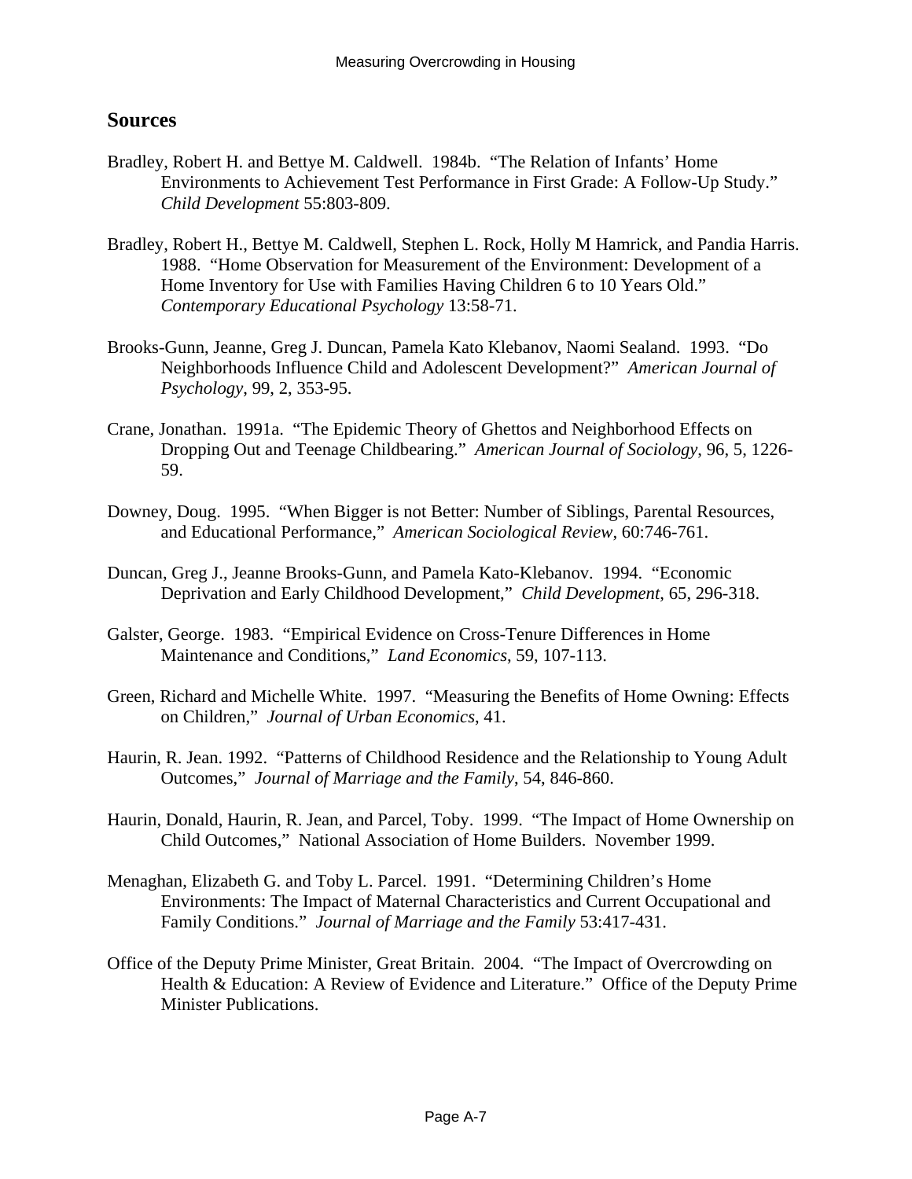## Sources

Bradley, Robert H. and Bettye M. Caldwell. 1984b. "The Relation of Infants' Home Environments to Achievement Test Performance in First Grade: A Follow-Up Study." *Child Development* 55:803-809.

Bradley, Robert H., Bettye M. Caldwell, Stephen L. Rock, Holly M Hamrick, and Pandia Harris. 1988. "Home Observation for Measurement of the Environment: Development of a Home Inventory for Use with Families Having Children 6 to 10 Years Old." *Contemporary Educational Psychology* 13:58-71.

Brooks-Gunn, Jeanne, Greg J. Duncan, Pamela Kato Klebanov, Naomi Sealand. 1993. "Do Neighborhoods Influence Child and Adolescent Development?" *American Journal of Psychology*, 99, 2, 353-95.

Crane, Jonathan. 1991a. "The Epidemic Theory of Ghettos and Neighborhood Effects on Dropping Out and Teenage Childbearing." *American Journal of Sociology*, 96, 5, 1226-59.

Downey, Doug. 1995. "When Bigger is not Better: Number of Siblings, Parental Resources, and Educational Performance," *American Sociological Review*, 60:746-761.

Duncan, Greg J., Jeanne Brooks-Gunn, and Pamela Kato-Klebanov. 1994. "Economic Deprivation and Early Childhood Development," *Child Development*, 65, 296-318.

Galster, George. 1983. "Empirical Evidence on Cross-Tenure Differences in Home Maintenance and Conditions," *Land Economics*, 59, 107-113.

Green, Richard and Michelle White. 1997. "Measuring the Benefits of Home Owning: Effects on Children," *Journal of Urban Economics*, 41.

Haurin, R. Jean. 1992. "Patterns of Childhood Residence and the Relationship to Young Adult Outcomes," *Journal of Marriage and the Family*, 54, 846-860.

Haurin, Donald, Haurin, R. Jean, and Parcel, Toby. 1999. "The Impact of Home Ownership on Child Outcomes," National Association of Home Builders. November 1999.

Menaghan, Elizabeth G. and Toby L. Parcel. 1991. "Determining Children's Home Environments: The Impact of Maternal Characteristics and Current Occupational and Family Conditions." *Journal of Marriage and the Family* 53:417-431.

Office of the Deputy Prime Minister, Great Britain. 2004. "The Impact of Overcrowding on Health & Education: A Review of Evidence and Literature." Office of the Deputy Prime Minister Publications.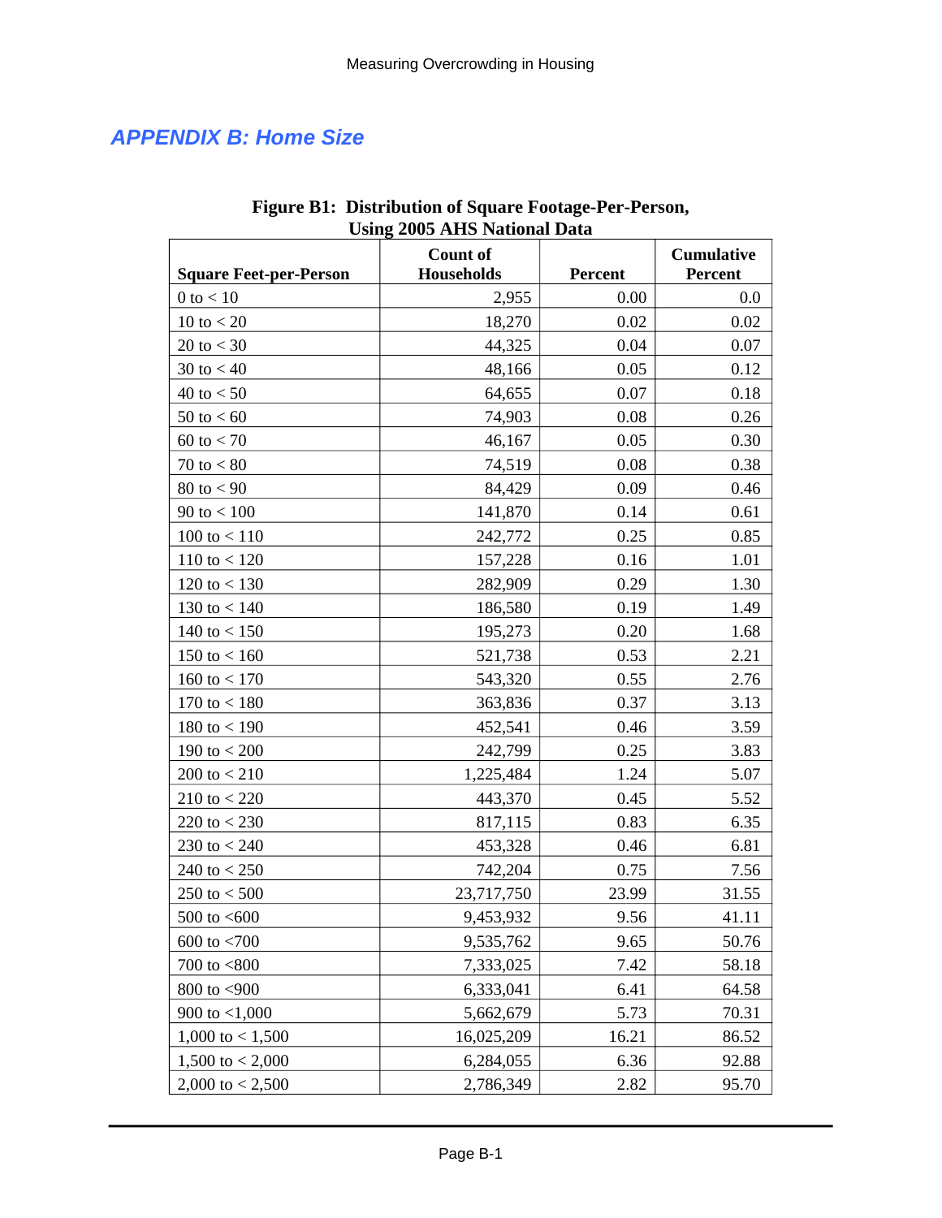## APPENDIX B: Home Size

**Figure B1: Distribution of Square Footage-Per-Person, Using 2005 AHS National Data**

| Square Feet-per-Person | Count of Households | Percent | Cumulative Percent |
|---|---|---|---|
| 0 to < 10 | 2,955 | 0.00 | 0.0 |
| 10 to < 20 | 18,270 | 0.02 | 0.02 |
| 20 to < 30 | 44,325 | 0.04 | 0.07 |
| 30 to < 40 | 48,166 | 0.05 | 0.12 |
| 40 to < 50 | 64,655 | 0.07 | 0.18 |
| 50 to < 60 | 74,903 | 0.08 | 0.26 |
| 60 to < 70 | 46,167 | 0.05 | 0.30 |
| 70 to < 80 | 74,519 | 0.08 | 0.38 |
| 80 to < 90 | 84,429 | 0.09 | 0.46 |
| 90 to < 100 | 141,870 | 0.14 | 0.61 |
| 100 to < 110 | 242,772 | 0.25 | 0.85 |
| 110 to < 120 | 157,228 | 0.16 | 1.01 |
| 120 to < 130 | 282,909 | 0.29 | 1.30 |
| 130 to < 140 | 186,580 | 0.19 | 1.49 |
| 140 to < 150 | 195,273 | 0.20 | 1.68 |
| 150 to < 160 | 521,738 | 0.53 | 2.21 |
| 160 to < 170 | 543,320 | 0.55 | 2.76 |
| 170 to < 180 | 363,836 | 0.37 | 3.13 |
| 180 to < 190 | 452,541 | 0.46 | 3.59 |
| 190 to < 200 | 242,799 | 0.25 | 3.83 |
| 200 to < 210 | 1,225,484 | 1.24 | 5.07 |
| 210 to < 220 | 443,370 | 0.45 | 5.52 |
| 220 to < 230 | 817,115 | 0.83 | 6.35 |
| 230 to < 240 | 453,328 | 0.46 | 6.81 |
| 240 to < 250 | 742,204 | 0.75 | 7.56 |
| 250 to < 500 | 23,717,750 | 23.99 | 31.55 |
| 500 to <600 | 9,453,932 | 9.56 | 41.11 |
| 600 to <700 | 9,535,762 | 9.65 | 50.76 |
| 700 to <800 | 7,333,025 | 7.42 | 58.18 |
| 800 to <900 | 6,333,041 | 6.41 | 64.58 |
| 900 to <1,000 | 5,662,679 | 5.73 | 70.31 |
| 1,000 to < 1,500 | 16,025,209 | 16.21 | 86.52 |
| 1,500 to < 2,000 | 6,284,055 | 6.36 | 92.88 |
| 2,000 to < 2,500 | 2,786,349 | 2.82 | 95.70 |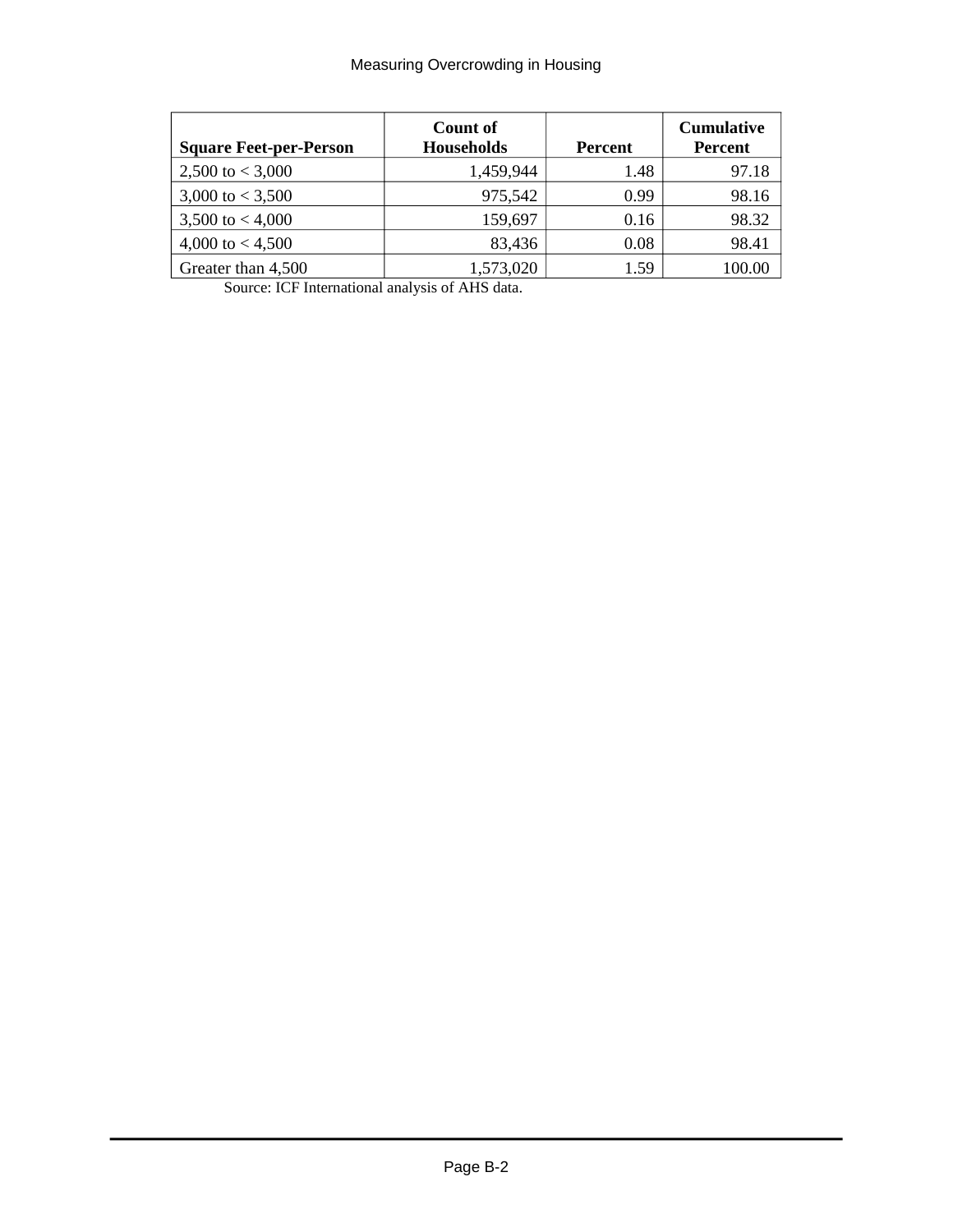| Square Feet-per-Person | Count of Households | Percent | Cumulative Percent |
|---|---|---|---|
| 2,500 to < 3,000 | 1,459,944 | 1.48 | 97.18 |
| 3,000 to < 3,500 | 975,542 | 0.99 | 98.16 |
| 3,500 to < 4,000 | 159,697 | 0.16 | 98.32 |
| 4,000 to < 4,500 | 83,436 | 0.08 | 98.41 |
| Greater than 4,500 | 1,573,020 | 1.59 | 100.00 |

Source: ICF International analysis of AHS data.